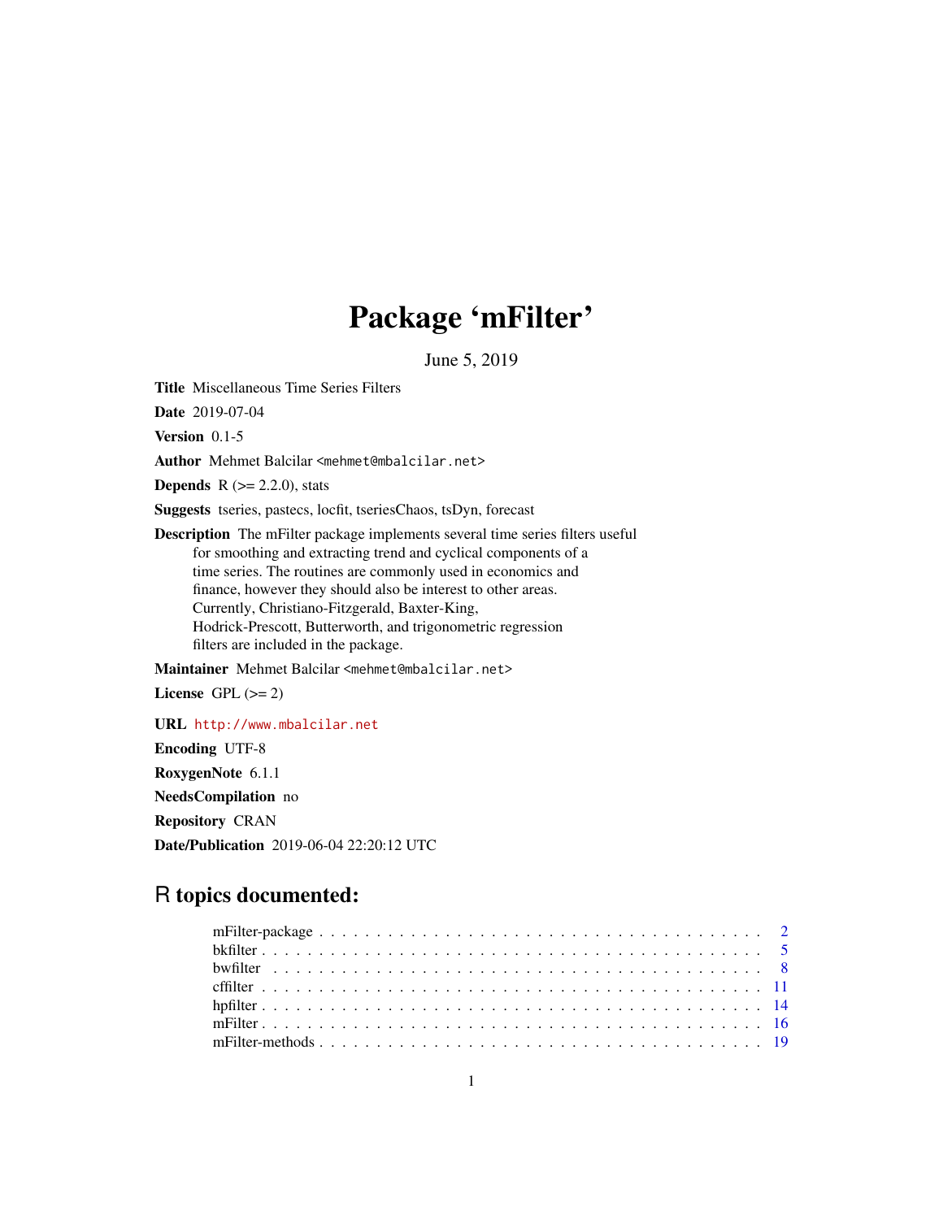# Package 'mFilter'

June 5, 2019

**Title** Miscellaneous Time Series Filters

**Date** 2019-07-04

**Version** 0.1-5

**Author** Mehmet Balcilar <mehmet@mbalcilar.net>

**Depends** R (>= 2.2.0), stats

**Suggests** tseries, pastecs, locfit, tseriesChaos, tsDyn, forecast

**Description** The mFilter package implements several time series filters useful for smoothing and extracting trend and cyclical components of a time series. The routines are commonly used in economics and finance, however they should also be interest to other areas. Currently, Christiano-Fitzgerald, Baxter-King, Hodrick-Prescott, Butterworth, and trigonometric regression filters are included in the package.

**Maintainer** Mehmet Balcilar <mehmet@mbalcilar.net>

**License** GPL (>= 2)

**URL** http://www.mbalcilar.net

**Encoding** UTF-8

**RoxygenNote** 6.1.1

**NeedsCompilation** no

**Repository** CRAN

**Date/Publication** 2019-06-04 22:20:12 UTC

## R topics documented:

- mFilter-package . . . . . . . . . . . . . . . . . . . . . . . . . . . . . . . . . . . . . . 2
- bkfilter . . . . . . . . . . . . . . . . . . . . . . . . . . . . . . . . . . . . . . . . . . . 5
- bwfilter . . . . . . . . . . . . . . . . . . . . . . . . . . . . . . . . . . . . . . . . . . . 8
- cffilter . . . . . . . . . . . . . . . . . . . . . . . . . . . . . . . . . . . . . . . . . . . 11
- hpfilter . . . . . . . . . . . . . . . . . . . . . . . . . . . . . . . . . . . . . . . . . . . 14
- mFilter . . . . . . . . . . . . . . . . . . . . . . . . . . . . . . . . . . . . . . . . . . . 16
- mFilter-methods . . . . . . . . . . . . . . . . . . . . . . . . . . . . . . . . . . . . . . 19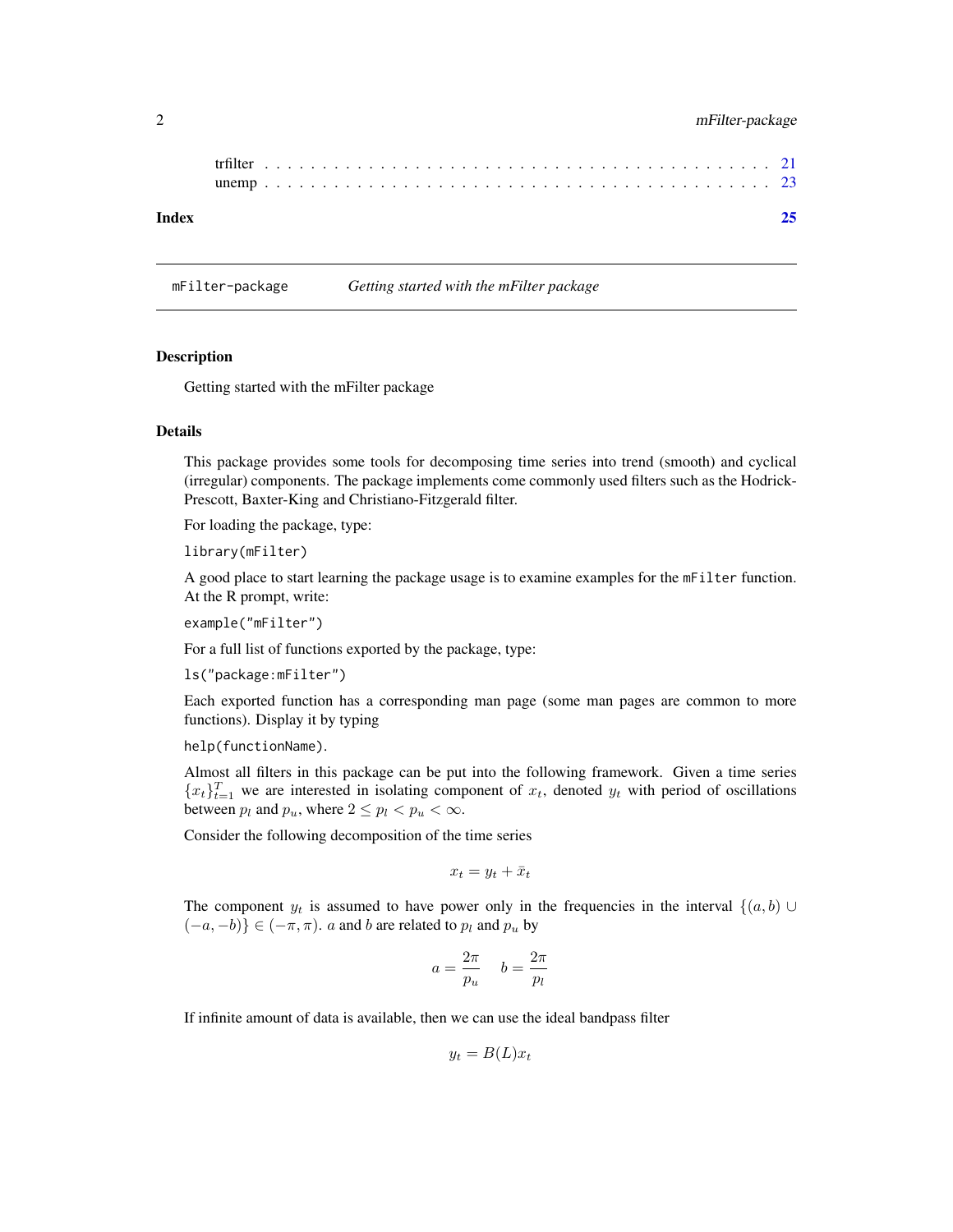trfilter . . . . . . . . . . . . . . . . . . . . . . . . . . . . . . . . . . . . . . . . . . 21
unemp . . . . . . . . . . . . . . . . . . . . . . . . . . . . . . . . . . . . . . . . . . 23

**Index** **25**

---

mFilter-package &nbsp;&nbsp;&nbsp;&nbsp; *Getting started with the mFilter package*

---

## Description

Getting started with the mFilter package

## Details

This package provides some tools for decomposing time series into trend (smooth) and cyclical (irregular) components. The package implements come commonly used filters such as the Hodrick-Prescott, Baxter-King and Christiano-Fitzgerald filter.

For loading the package, type:

```
library(mFilter)
```

A good place to start learning the package usage is to examine examples for the `mFilter` function. At the R prompt, write:

```
example("mFilter")
```

For a full list of functions exported by the package, type:

```
ls("package:mFilter")
```

Each exported function has a corresponding man page (some man pages are common to more functions). Display it by typing

```
help(functionName).
```

Almost all filters in this package can be put into the following framework. Given a time series $\{x_t\}_{t=1}^T$ we are interested in isolating component of $x_t$, denoted $y_t$ with period of oscillations between $p_l$ and $p_u$, where $2 \le p_l < p_u < \infty$.

Consider the following decomposition of the time series

$$x_t = y_t + \bar{x}_t$$

The component $y_t$ is assumed to have power only in the frequencies in the interval $\{(a, b) \cup (-a, -b)\} \in (-\pi, \pi)$. $a$ and $b$ are related to $p_l$ and $p_u$ by

$$a = \frac{2\pi}{p_u} \quad b = \frac{2\pi}{p_l}$$

If infinite amount of data is available, then we can use the ideal bandpass filter

$$y_t = B(L)x_t$$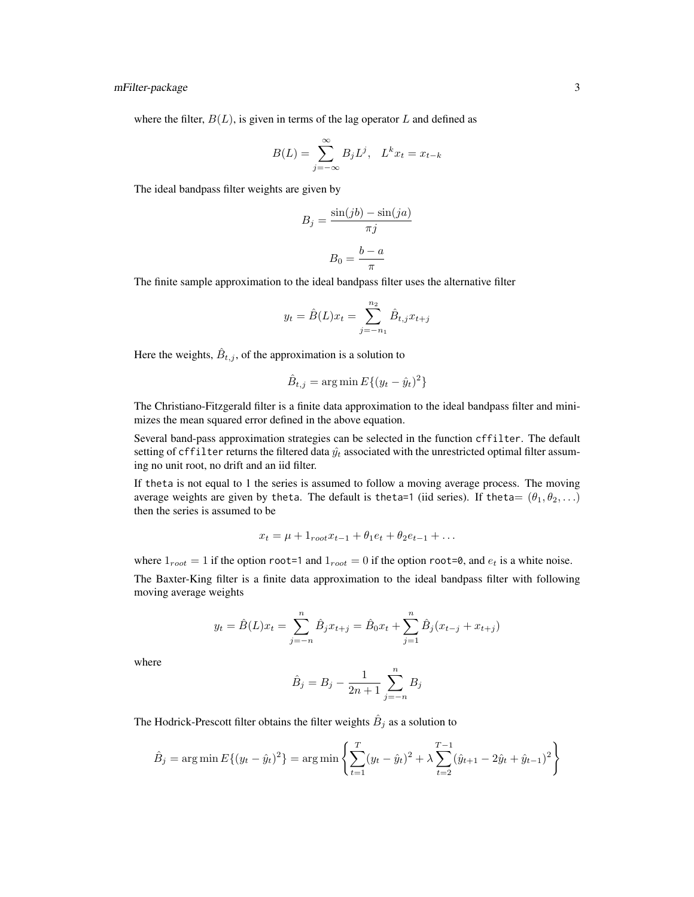where the filter, $B(L)$, is given in terms of the lag operator $L$ and defined as

$$B(L) = \sum_{j=-\infty}^{\infty} B_j L^j, \quad L^k x_t = x_{t-k}$$

The ideal bandpass filter weights are given by

$$B_j = \frac{\sin(jb) - \sin(ja)}{\pi j}$$

$$B_0 = \frac{b-a}{\pi}$$

The finite sample approximation to the ideal bandpass filter uses the alternative filter

$$y_t = \hat{B}(L)x_t = \sum_{j=-n_1}^{n_2} \hat{B}_{t,j} x_{t+j}$$

Here the weights, $\hat{B}_{t,j}$, of the approximation is a solution to

$$\hat{B}_{t,j} = \arg\min E\{(y_t - \hat{y}_t)^2\}$$

The Christiano-Fitzgerald filter is a finite data approximation to the ideal bandpass filter and minimizes the mean squared error defined in the above equation.

Several band-pass approximation strategies can be selected in the function `cffilter`. The default setting of `cffilter` returns the filtered data $\hat{y_t}$ associated with the unrestricted optimal filter assuming no unit root, no drift and an iid filter.

If `theta` is not equal to 1 the series is assumed to follow a moving average process. The moving average weights are given by `theta`. The default is `theta=1` (iid series). If `theta`$= (\theta_1, \theta_2, \ldots)$ then the series is assumed to be

$$x_t = \mu + 1_{root} x_{t-1} + \theta_1 e_t + \theta_2 e_{t-1} + \ldots$$

where $1_{root} = 1$ if the option `root=1` and $1_{root} = 0$ if the option `root=0`, and $e_t$ is a white noise.

The Baxter-King filter is a finite data approximation to the ideal bandpass filter with following moving average weights

$$y_t = \hat{B}(L)x_t = \sum_{j=-n}^{n} \hat{B}_j x_{t+j} = \hat{B}_0 x_t + \sum_{j=1}^{n} \hat{B}_j (x_{t-j} + x_{t+j})$$

where

$$\hat{B}_j = B_j - \frac{1}{2n+1} \sum_{j=-n}^{n} B_j$$

The Hodrick-Prescott filter obtains the filter weights $\hat{B}_j$ as a solution to

$$\hat{B}_j = \arg\min E\{(y_t - \hat{y}_t)^2\} = \arg\min \left\{ \sum_{t=1}^{T} (y_t - \hat{y}_t)^2 + \lambda \sum_{t=2}^{T-1} (\hat{y}_{t+1} - 2\hat{y}_t + \hat{y}_{t-1})^2 \right\}$$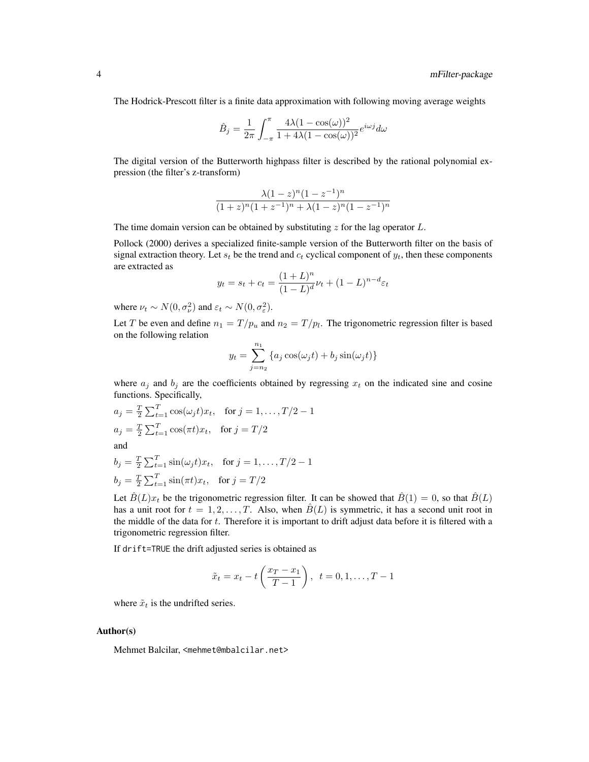The Hodrick-Prescott filter is a finite data approximation with following moving average weights

$$\hat{B}_j = \frac{1}{2\pi} \int_{-\pi}^{\pi} \frac{4\lambda(1-\cos(\omega))^2}{1+4\lambda(1-\cos(\omega))^2} e^{i\omega j} d\omega$$

The digital version of the Butterworth highpass filter is described by the rational polynomial expression (the filter's z-transform)

$$\frac{\lambda(1-z)^n(1-z^{-1})^n}{(1+z)^n(1+z^{-1})^n + \lambda(1-z)^n(1-z^{-1})^n}$$

The time domain version can be obtained by substituting $z$ for the lag operator $L$.

Pollock (2000) derives a specialized finite-sample version of the Butterworth filter on the basis of signal extraction theory. Let $s_t$ be the trend and $c_t$ cyclical component of $y_t$, then these components are extracted as

$$y_t = s_t + c_t = \frac{(1+L)^n}{(1-L)^d}\nu_t + (1-L)^{n-d}\varepsilon_t$$

where $\nu_t \sim N(0, \sigma_\nu^2)$ and $\varepsilon_t \sim N(0, \sigma_\varepsilon^2)$.

Let $T$ be even and define $n_1 = T/p_u$ and $n_2 = T/p_l$. The trigonometric regression filter is based on the following relation

$$y_t = \sum_{j=n_2}^{n_1} \{a_j \cos(\omega_j t) + b_j \sin(\omega_j t)\}$$

where $a_j$ and $b_j$ are the coefficients obtained by regressing $x_t$ on the indicated sine and cosine functions. Specifically,

$a_j = \frac{T}{2}\sum_{t=1}^{T} \cos(\omega_j t) x_t, \quad \text{for } j = 1, \ldots, T/2-1$

$a_j = \frac{T}{2}\sum_{t=1}^{T} \cos(\pi t) x_t, \quad \text{for } j = T/2$

and

$b_j = \frac{T}{2}\sum_{t=1}^{T} \sin(\omega_j t) x_t, \quad \text{for } j = 1, \ldots, T/2-1$

$b_j = \frac{T}{2}\sum_{t=1}^{T} \sin(\pi t) x_t, \quad \text{for } j = T/2$

Let $\hat{B}(L)x_t$ be the trigonometric regression filter. It can be showed that $\hat{B}(1) = 0$, so that $\hat{B}(L)$ has a unit root for $t = 1, 2, \ldots, T$. Also, when $\hat{B}(L)$ is symmetric, it has a second unit root in the middle of the data for $t$. Therefore it is important to drift adjust data before it is filtered with a trigonometric regression filter.

If `drift=TRUE` the drift adjusted series is obtained as

$$\tilde{x}_t = x_t - t\left(\frac{x_T - x_1}{T-1}\right), \quad t = 0, 1, \ldots, T-1$$

where $\tilde{x}_t$ is the undrifted series.

### Author(s)

Mehmet Balcilar, <mehmet@mbalcilar.net>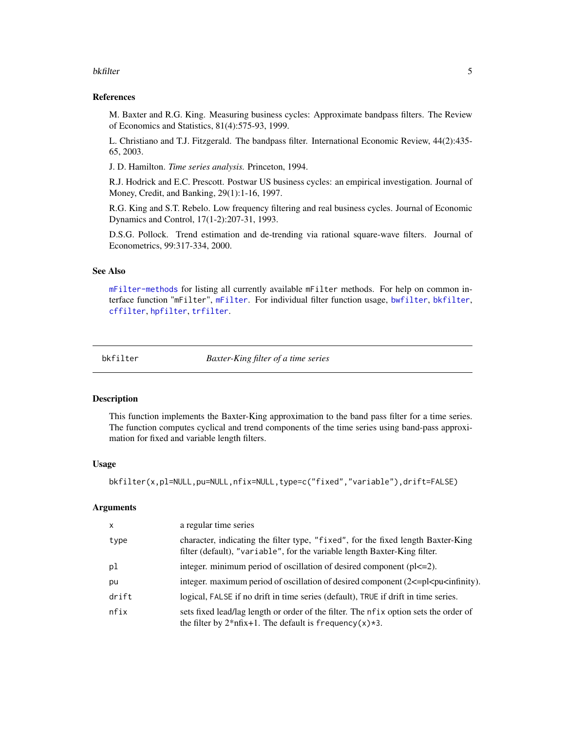### References

M. Baxter and R.G. King. Measuring business cycles: Approximate bandpass filters. The Review of Economics and Statistics, 81(4):575-93, 1999.

L. Christiano and T.J. Fitzgerald. The bandpass filter. International Economic Review, 44(2):435-65, 2003.

J. D. Hamilton. *Time series analysis.* Princeton, 1994.

R.J. Hodrick and E.C. Prescott. Postwar US business cycles: an empirical investigation. Journal of Money, Credit, and Banking, 29(1):1-16, 1997.

R.G. King and S.T. Rebelo. Low frequency filtering and real business cycles. Journal of Economic Dynamics and Control, 17(1-2):207-31, 1993.

D.S.G. Pollock. Trend estimation and de-trending via rational square-wave filters. Journal of Econometrics, 99:317-334, 2000.

### See Also

`mFilter-methods` for listing all currently available `mFilter` methods. For help on common interface function "`mFilter`", `mFilter`. For individual filter function usage, `bwfilter`, `bkfilter`, `cffilter`, `hpfilter`, `trfilter`.

---

## bkfilter — *Baxter-King filter of a time series*

### Description

This function implements the Baxter-King approximation to the band pass filter for a time series. The function computes cyclical and trend components of the time series using band-pass approximation for fixed and variable length filters.

### Usage

```
bkfilter(x,pl=NULL,pu=NULL,nfix=NULL,type=c("fixed","variable"),drift=FALSE)
```

### Arguments

| | |
|---|---|
| `x` | a regular time series |
| `type` | character, indicating the filter type, `"fixed"`, for the fixed length Baxter-King filter (default), `"variable"`, for the variable length Baxter-King filter. |
| `pl` | integer. minimum period of oscillation of desired component (pl<=2). |
| `pu` | integer. maximum period of oscillation of desired component (2<=pl<pu<infinity). |
| `drift` | logical, `FALSE` if no drift in time series (default), `TRUE` if drift in time series. |
| `nfix` | sets fixed lead/lag length or order of the filter. The `nfix` option sets the order of the filter by 2*nfix+1. The default is `frequency(x)*3`. |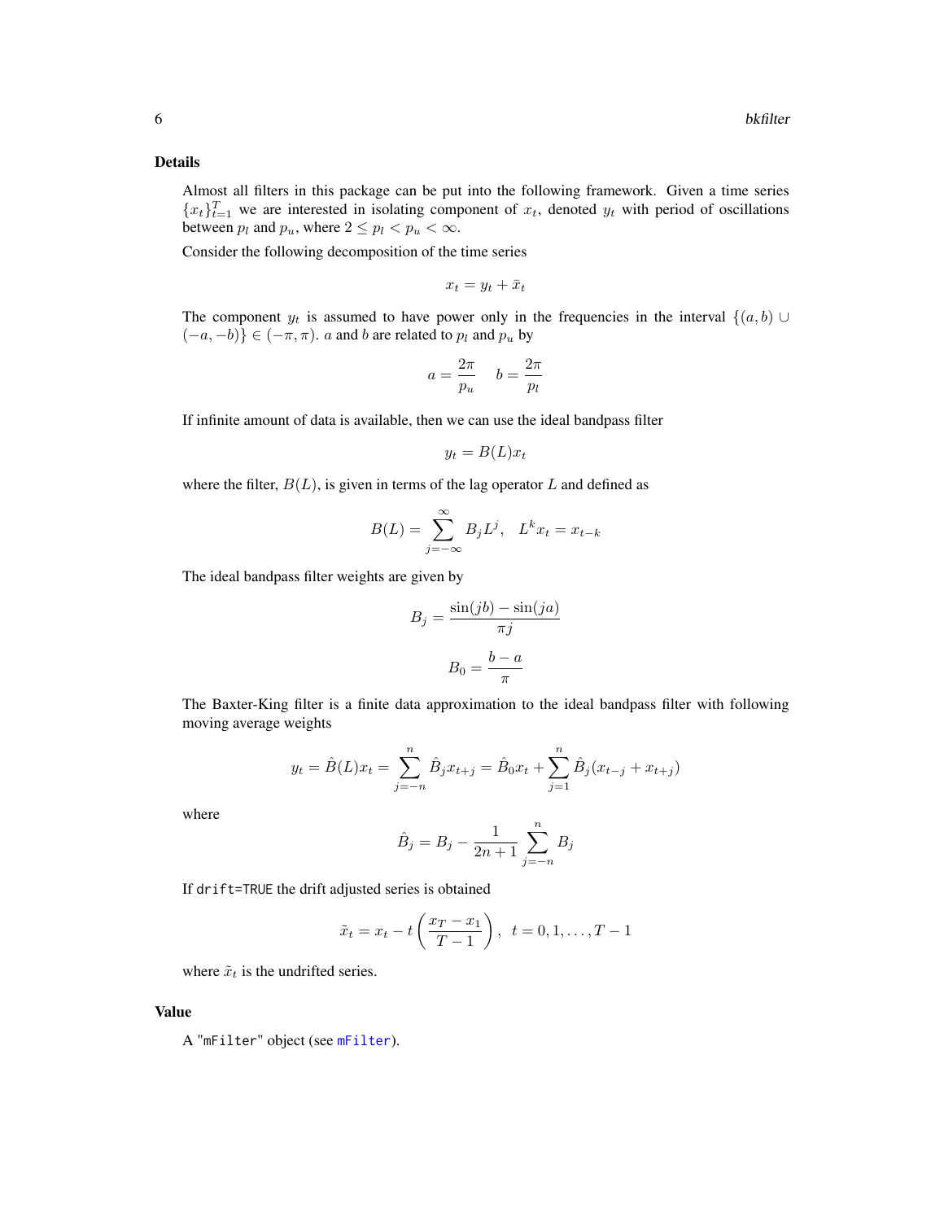## Details

Almost all filters in this package can be put into the following framework. Given a time series $\{x_t\}_{t=1}^T$ we are interested in isolating component of $x_t$, denoted $y_t$ with period of oscillations between $p_l$ and $p_u$, where $2 \le p_l < p_u < \infty$.

Consider the following decomposition of the time series

$$x_t = y_t + \bar{x}_t$$

The component $y_t$ is assumed to have power only in the frequencies in the interval $\{(a, b) \cup (-a, -b)\} \in (-\pi, \pi)$. $a$ and $b$ are related to $p_l$ and $p_u$ by

$$a = \frac{2\pi}{p_u} \quad b = \frac{2\pi}{p_l}$$

If infinite amount of data is available, then we can use the ideal bandpass filter

$$y_t = B(L)x_t$$

where the filter, $B(L)$, is given in terms of the lag operator $L$ and defined as

$$B(L) = \sum_{j=-\infty}^{\infty} B_j L^j, \quad L^k x_t = x_{t-k}$$

The ideal bandpass filter weights are given by

$$B_j = \frac{\sin(jb) - \sin(ja)}{\pi j}$$

$$B_0 = \frac{b-a}{\pi}$$

The Baxter-King filter is a finite data approximation to the ideal bandpass filter with following moving average weights

$$y_t = \hat{B}(L)x_t = \sum_{j=-n}^{n} \hat{B}_j x_{t+j} = \hat{B}_0 x_t + \sum_{j=1}^{n} \hat{B}_j (x_{t-j} + x_{t+j})$$

where

$$\hat{B}_j = B_j - \frac{1}{2n+1} \sum_{j=-n}^{n} B_j$$

If `drift=TRUE` the drift adjusted series is obtained

$$\tilde{x}_t = x_t - t\left(\frac{x_T - x_1}{T-1}\right), \quad t = 0, 1, \ldots, T-1$$

where $\tilde{x}_t$ is the undrifted series.

## Value

A "`mFilter`" object (see `mFilter`).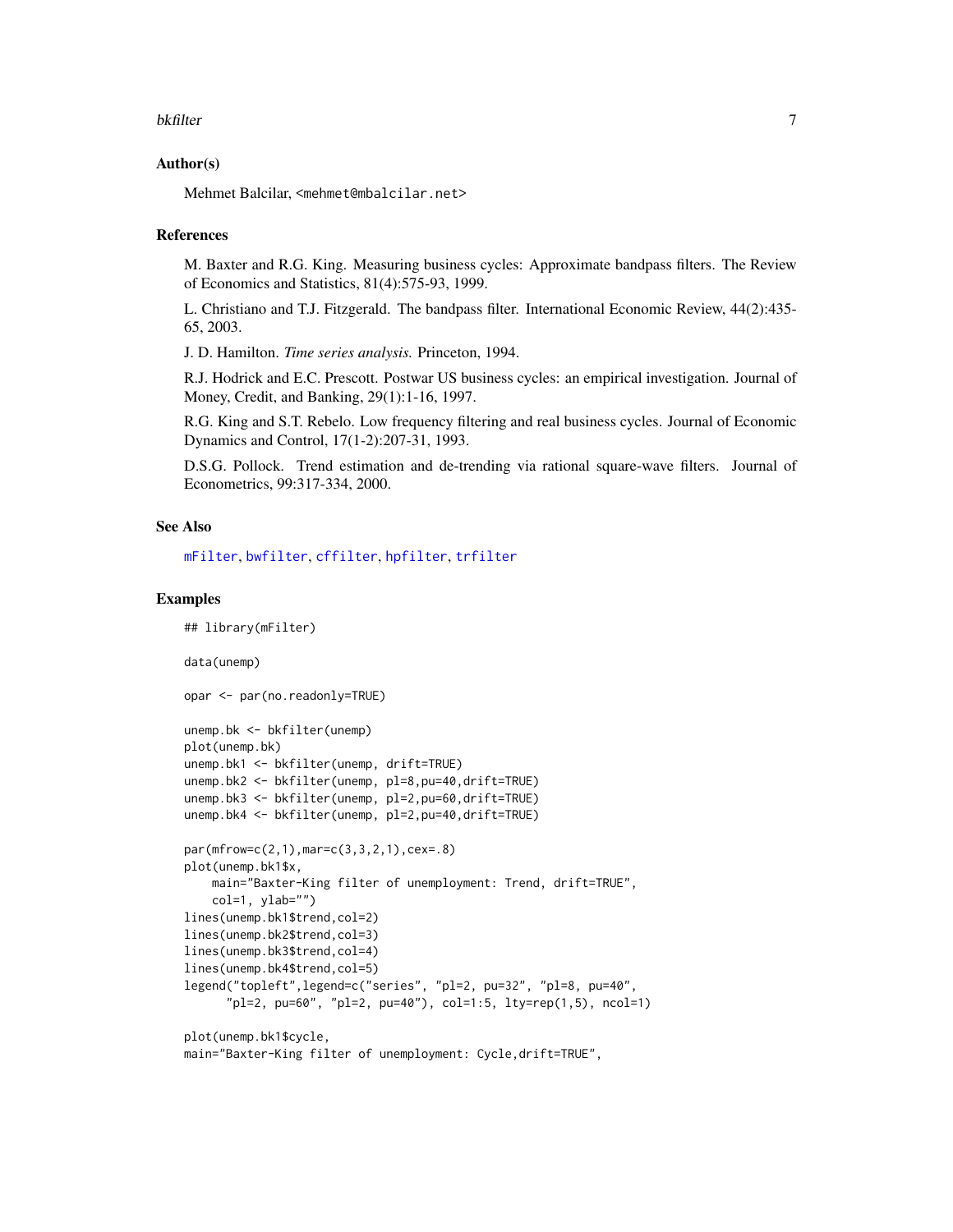## Author(s)

Mehmet Balcilar, <mehmet@mbalcilar.net>

## References

M. Baxter and R.G. King. Measuring business cycles: Approximate bandpass filters. The Review of Economics and Statistics, 81(4):575-93, 1999.

L. Christiano and T.J. Fitzgerald. The bandpass filter. International Economic Review, 44(2):435-65, 2003.

J. D. Hamilton. *Time series analysis.* Princeton, 1994.

R.J. Hodrick and E.C. Prescott. Postwar US business cycles: an empirical investigation. Journal of Money, Credit, and Banking, 29(1):1-16, 1997.

R.G. King and S.T. Rebelo. Low frequency filtering and real business cycles. Journal of Economic Dynamics and Control, 17(1-2):207-31, 1993.

D.S.G. Pollock. Trend estimation and de-trending via rational square-wave filters. Journal of Econometrics, 99:317-334, 2000.

## See Also

mFilter, bwfilter, cffilter, hpfilter, trfilter

## Examples

```
## library(mFilter)

data(unemp)

opar <- par(no.readonly=TRUE)

unemp.bk <- bkfilter(unemp)
plot(unemp.bk)
unemp.bk1 <- bkfilter(unemp, drift=TRUE)
unemp.bk2 <- bkfilter(unemp, pl=8,pu=40,drift=TRUE)
unemp.bk3 <- bkfilter(unemp, pl=2,pu=60,drift=TRUE)
unemp.bk4 <- bkfilter(unemp, pl=2,pu=40,drift=TRUE)

par(mfrow=c(2,1),mar=c(3,3,2,1),cex=.8)
plot(unemp.bk1$x,
    main="Baxter-King filter of unemployment: Trend, drift=TRUE",
    col=1, ylab="")
lines(unemp.bk1$trend,col=2)
lines(unemp.bk2$trend,col=3)
lines(unemp.bk3$trend,col=4)
lines(unemp.bk4$trend,col=5)
legend("topleft",legend=c("series", "pl=2, pu=32", "pl=8, pu=40",
      "pl=2, pu=60", "pl=2, pu=40"), col=1:5, lty=rep(1,5), ncol=1)

plot(unemp.bk1$cycle,
main="Baxter-King filter of unemployment: Cycle,drift=TRUE",
```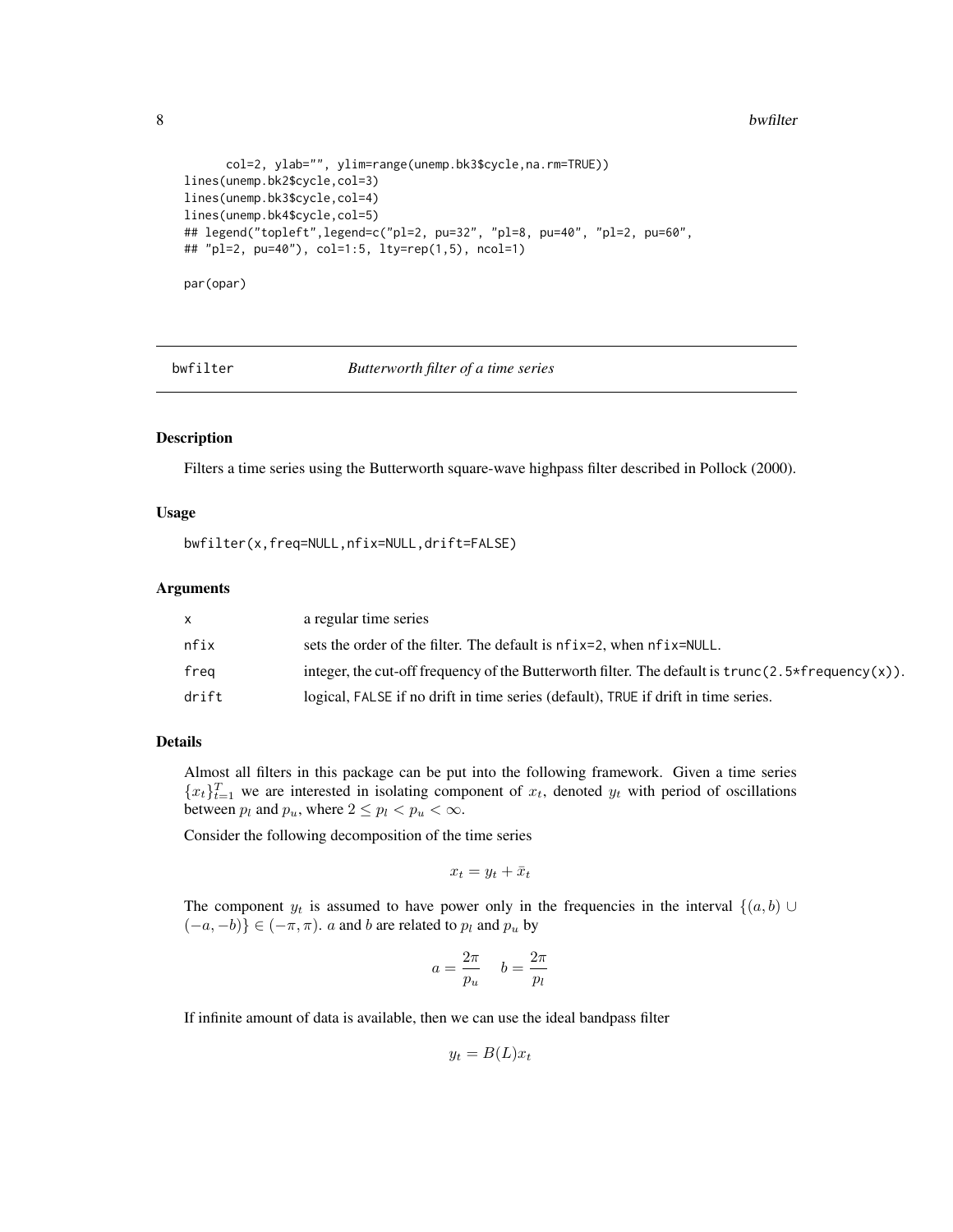```
      col=2, ylab="", ylim=range(unemp.bk3$cycle,na.rm=TRUE))
lines(unemp.bk2$cycle,col=3)
lines(unemp.bk3$cycle,col=4)
lines(unemp.bk4$cycle,col=5)
## legend("topleft",legend=c("pl=2, pu=32", "pl=8, pu=40", "pl=2, pu=60",
## "pl=2, pu=40"), col=1:5, lty=rep(1,5), ncol=1)

par(opar)
```

---

## bwfilter — *Butterworth filter of a time series*

### Description

Filters a time series using the Butterworth square-wave highpass filter described in Pollock (2000).

### Usage

```
bwfilter(x,freq=NULL,nfix=NULL,drift=FALSE)
```

### Arguments

| | |
|---|---|
| x | a regular time series |
| nfix | sets the order of the filter. The default is `nfix=2`, when `nfix=NULL`. |
| freq | integer, the cut-off frequency of the Butterworth filter. The default is `trunc(2.5*frequency(x))`. |
| drift | logical, `FALSE` if no drift in time series (default), `TRUE` if drift in time series. |

### Details

Almost all filters in this package can be put into the following framework. Given a time series $\{x_t\}_{t=1}^T$ we are interested in isolating component of $x_t$, denoted $y_t$ with period of oscillations between $p_l$ and $p_u$, where $2 \le p_l < p_u < \infty$.

Consider the following decomposition of the time series

$$x_t = y_t + \bar{x}_t$$

The component $y_t$ is assumed to have power only in the frequencies in the interval $\{(a, b) \cup (-a, -b)\} \in (-\pi, \pi)$. $a$ and $b$ are related to $p_l$ and $p_u$ by

$$a = \frac{2\pi}{p_u} \quad b = \frac{2\pi}{p_l}$$

If infinite amount of data is available, then we can use the ideal bandpass filter

$$y_t = B(L)x_t$$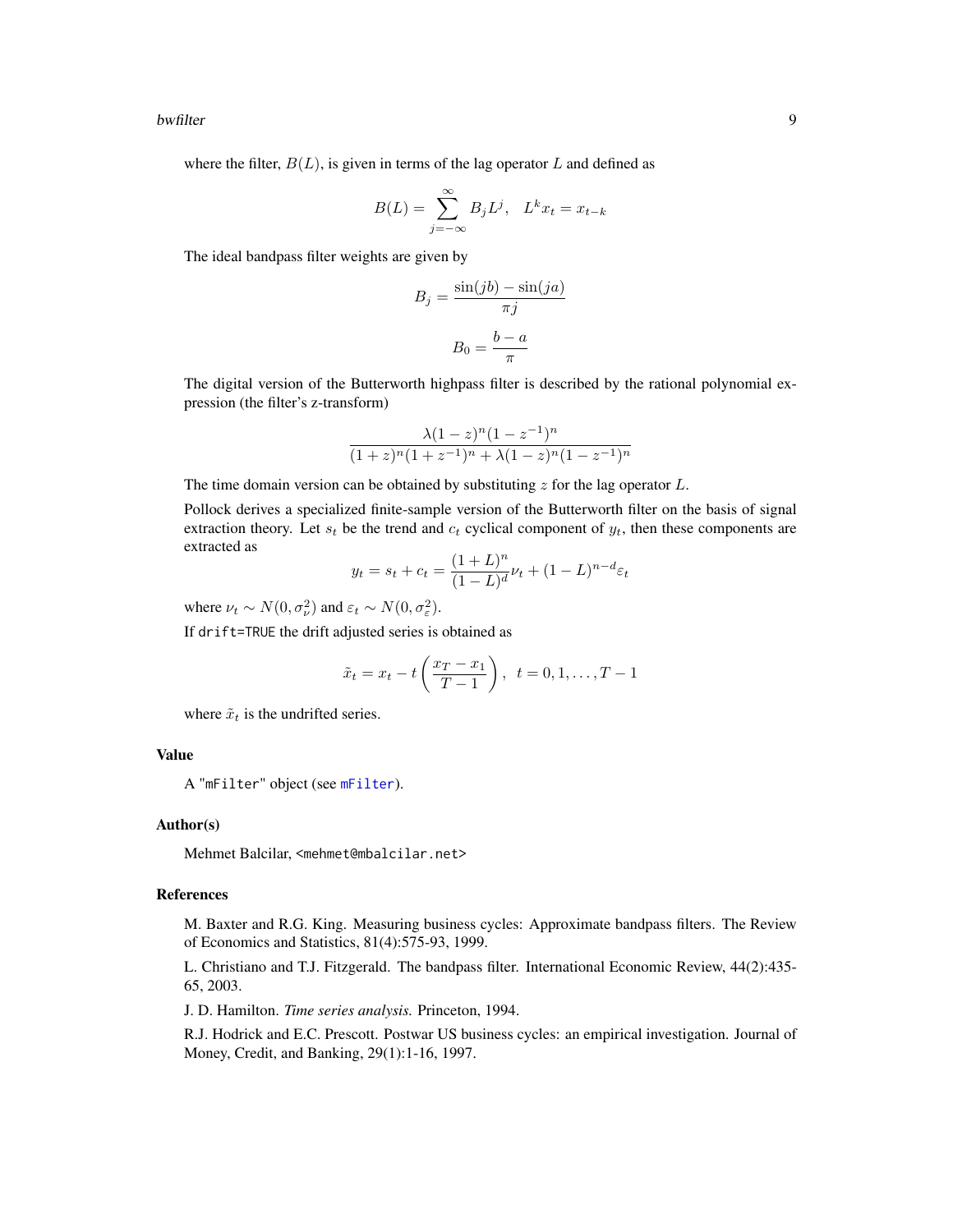where the filter, $B(L)$, is given in terms of the lag operator $L$ and defined as

$$B(L) = \sum_{j=-\infty}^{\infty} B_j L^j, \quad L^k x_t = x_{t-k}$$

The ideal bandpass filter weights are given by

$$B_j = \frac{\sin(jb) - \sin(ja)}{\pi j}$$

$$B_0 = \frac{b-a}{\pi}$$

The digital version of the Butterworth highpass filter is described by the rational polynomial expression (the filter's z-transform)

$$\frac{\lambda(1-z)^n(1-z^{-1})^n}{(1+z)^n(1+z^{-1})^n + \lambda(1-z)^n(1-z^{-1})^n}$$

The time domain version can be obtained by substituting $z$ for the lag operator $L$.

Pollock derives a specialized finite-sample version of the Butterworth filter on the basis of signal extraction theory. Let $s_t$ be the trend and $c_t$ cyclical component of $y_t$, then these components are extracted as

$$y_t = s_t + c_t = \frac{(1+L)^n}{(1-L)^d}\nu_t + (1-L)^{n-d}\varepsilon_t$$

where $\nu_t \sim N(0, \sigma_\nu^2)$ and $\varepsilon_t \sim N(0, \sigma_\varepsilon^2)$.

If `drift=TRUE` the drift adjusted series is obtained as

$$\tilde{x}_t = x_t - t\left(\frac{x_T - x_1}{T-1}\right), \ \ t = 0, 1, \ldots, T-1$$

where $\tilde{x}_t$ is the undrifted series.

## Value

A "`mFilter`" object (see `mFilter`).

## Author(s)

Mehmet Balcilar, `<mehmet@mbalcilar.net>`

## References

M. Baxter and R.G. King. Measuring business cycles: Approximate bandpass filters. The Review of Economics and Statistics, 81(4):575-93, 1999.

L. Christiano and T.J. Fitzgerald. The bandpass filter. International Economic Review, 44(2):435-65, 2003.

J. D. Hamilton. *Time series analysis.* Princeton, 1994.

R.J. Hodrick and E.C. Prescott. Postwar US business cycles: an empirical investigation. Journal of Money, Credit, and Banking, 29(1):1-16, 1997.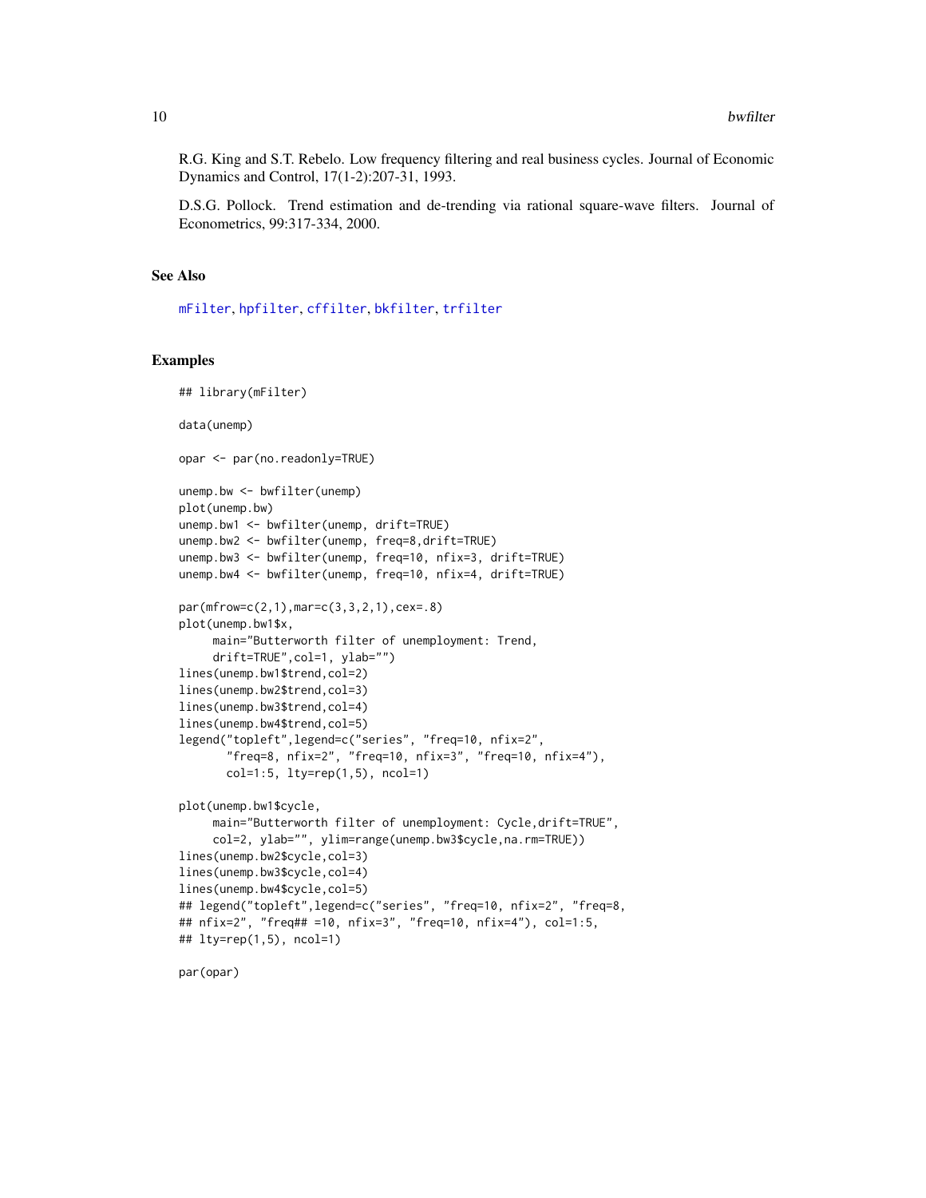R.G. King and S.T. Rebelo. Low frequency filtering and real business cycles. Journal of Economic Dynamics and Control, 17(1-2):207-31, 1993.

D.S.G. Pollock. Trend estimation and de-trending via rational square-wave filters. Journal of Econometrics, 99:317-334, 2000.

## See Also

mFilter, hpfilter, cffilter, bkfilter, trfilter

## Examples

```
## library(mFilter)

data(unemp)

opar <- par(no.readonly=TRUE)

unemp.bw <- bwfilter(unemp)
plot(unemp.bw)
unemp.bw1 <- bwfilter(unemp, drift=TRUE)
unemp.bw2 <- bwfilter(unemp, freq=8,drift=TRUE)
unemp.bw3 <- bwfilter(unemp, freq=10, nfix=3, drift=TRUE)
unemp.bw4 <- bwfilter(unemp, freq=10, nfix=4, drift=TRUE)

par(mfrow=c(2,1),mar=c(3,3,2,1),cex=.8)
plot(unemp.bw1$x,
     main="Butterworth filter of unemployment: Trend,
     drift=TRUE",col=1, ylab="")
lines(unemp.bw1$trend,col=2)
lines(unemp.bw2$trend,col=3)
lines(unemp.bw3$trend,col=4)
lines(unemp.bw4$trend,col=5)
legend("topleft",legend=c("series", "freq=10, nfix=2",
       "freq=8, nfix=2", "freq=10, nfix=3", "freq=10, nfix=4"),
       col=1:5, lty=rep(1,5), ncol=1)

plot(unemp.bw1$cycle,
     main="Butterworth filter of unemployment: Cycle,drift=TRUE",
     col=2, ylab="", ylim=range(unemp.bw3$cycle,na.rm=TRUE))
lines(unemp.bw2$cycle,col=3)
lines(unemp.bw3$cycle,col=4)
lines(unemp.bw4$cycle,col=5)
## legend("topleft",legend=c("series", "freq=10, nfix=2", "freq=8,
## nfix=2", "freq## =10, nfix=3", "freq=10, nfix=4"), col=1:5,
## lty=rep(1,5), ncol=1)

par(opar)
```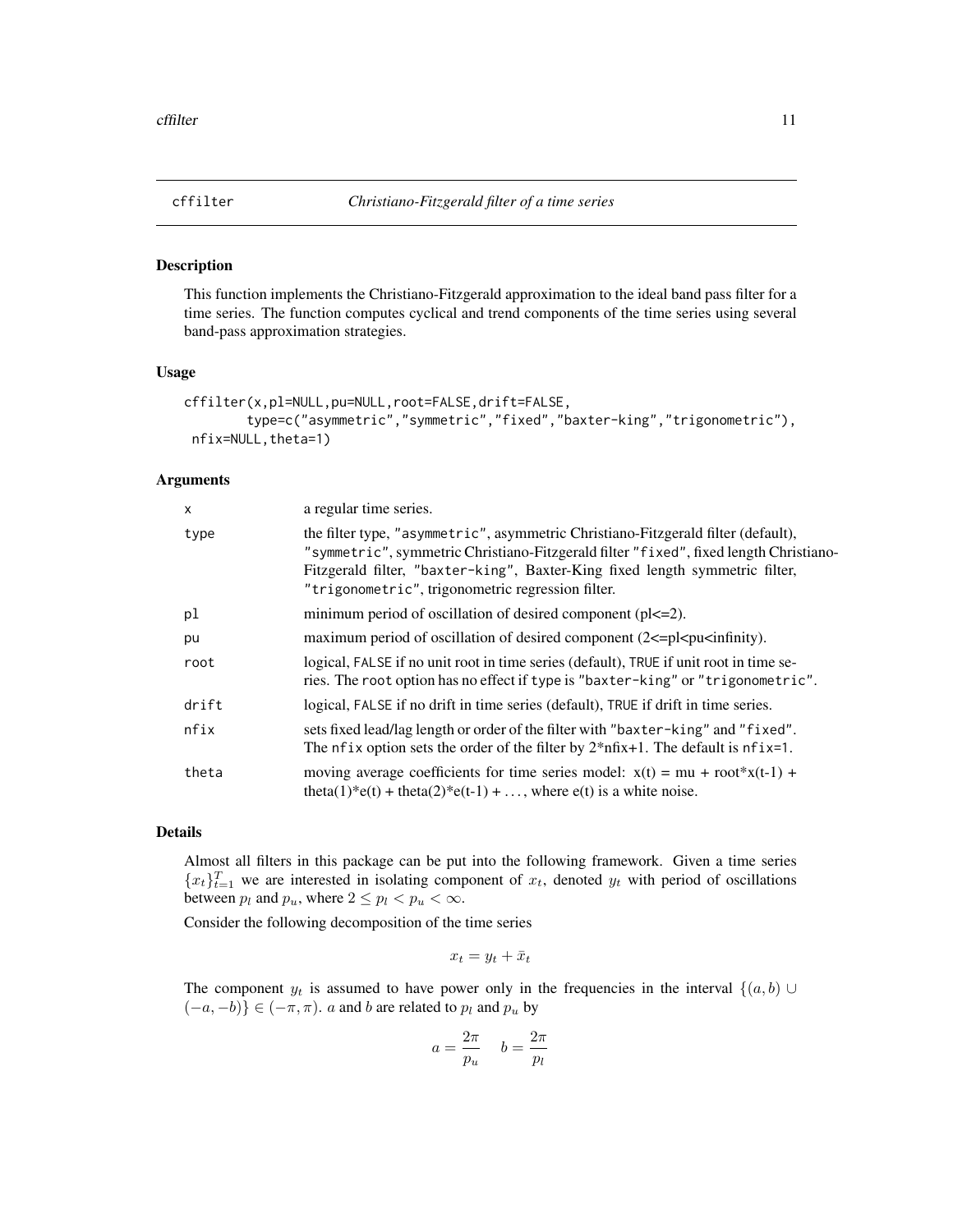## cffilter *Christiano-Fitzgerald filter of a time series*

### Description

This function implements the Christiano-Fitzgerald approximation to the ideal band pass filter for a time series. The function computes cyclical and trend components of the time series using several band-pass approximation strategies.

### Usage

```
cffilter(x,pl=NULL,pu=NULL,root=FALSE,drift=FALSE,
        type=c("asymmetric","symmetric","fixed","baxter-king","trigonometric"),
 nfix=NULL,theta=1)
```

### Arguments

| | |
|---|---|
| x | a regular time series. |
| type | the filter type, "asymmetric", asymmetric Christiano-Fitzgerald filter (default), "symmetric", symmetric Christiano-Fitzgerald filter "fixed", fixed length Christiano-Fitzgerald filter, "baxter-king", Baxter-King fixed length symmetric filter, "trigonometric", trigonometric regression filter. |
| pl | minimum period of oscillation of desired component (pl<=2). |
| pu | maximum period of oscillation of desired component (2<=pl<pu<infinity). |
| root | logical, FALSE if no unit root in time series (default), TRUE if unit root in time series. The root option has no effect if type is "baxter-king" or "trigonometric". |
| drift | logical, FALSE if no drift in time series (default), TRUE if drift in time series. |
| nfix | sets fixed lead/lag length or order of the filter with "baxter-king" and "fixed". The nfix option sets the order of the filter by 2*nfix+1. The default is nfix=1. |
| theta | moving average coefficients for time series model: x(t) = mu + root*x(t-1) + theta(1)*e(t) + theta(2)*e(t-1) + ..., where e(t) is a white noise. |

### Details

Almost all filters in this package can be put into the following framework. Given a time series $\{x_t\}_{t=1}^T$ we are interested in isolating component of $x_t$, denoted $y_t$ with period of oscillations between $p_l$ and $p_u$, where $2 \le p_l < p_u < \infty$.

Consider the following decomposition of the time series

$$x_t = y_t + \bar{x}_t$$

The component $y_t$ is assumed to have power only in the frequencies in the interval $\{(a, b) \cup (-a, -b)\} \in (-\pi, \pi)$. $a$ and $b$ are related to $p_l$ and $p_u$ by

$$a = \frac{2\pi}{p_u} \quad b = \frac{2\pi}{p_l}$$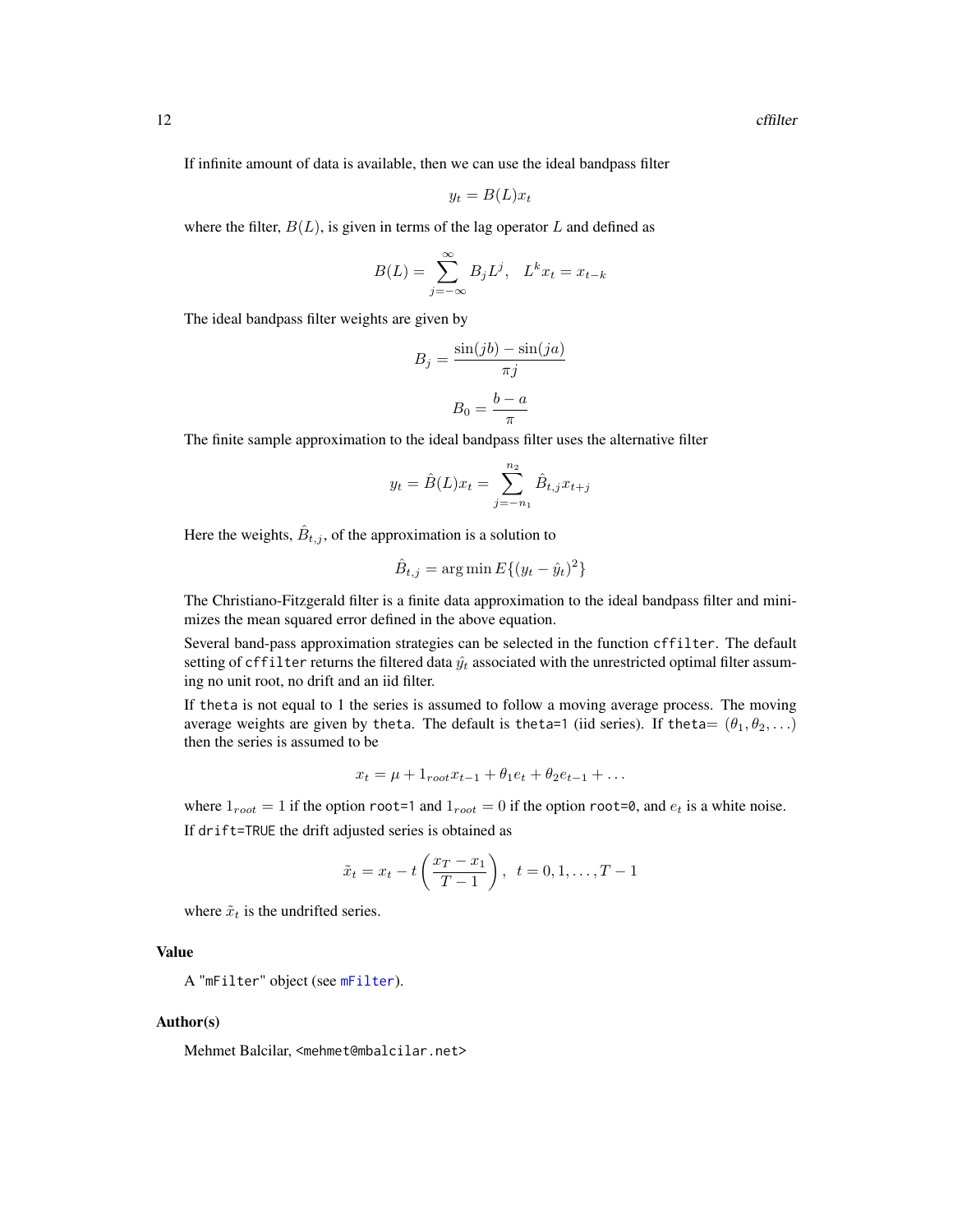If infinite amount of data is available, then we can use the ideal bandpass filter

$$y_t = B(L)x_t$$

where the filter, $B(L)$, is given in terms of the lag operator $L$ and defined as

$$B(L) = \sum_{j=-\infty}^{\infty} B_j L^j, \quad L^k x_t = x_{t-k}$$

The ideal bandpass filter weights are given by

$$B_j = \frac{\sin(jb) - \sin(ja)}{\pi j}$$

$$B_0 = \frac{b-a}{\pi}$$

The finite sample approximation to the ideal bandpass filter uses the alternative filter

$$y_t = \hat{B}(L)x_t = \sum_{j=-n_1}^{n_2} \hat{B}_{t,j} x_{t+j}$$

Here the weights, $\hat{B}_{t,j}$, of the approximation is a solution to

$$\hat{B}_{t,j} = \arg\min E\{(y_t - \hat{y}_t)^2\}$$

The Christiano-Fitzgerald filter is a finite data approximation to the ideal bandpass filter and minimizes the mean squared error defined in the above equation.

Several band-pass approximation strategies can be selected in the function `cffilter`. The default setting of `cffilter` returns the filtered data $\hat{y}_t$ associated with the unrestricted optimal filter assuming no unit root, no drift and an iid filter.

If `theta` is not equal to 1 the series is assumed to follow a moving average process. The moving average weights are given by `theta`. The default is `theta=1` (iid series). If `theta=` $(\theta_1, \theta_2, \ldots)$ then the series is assumed to be

$$x_t = \mu + 1_{root} x_{t-1} + \theta_1 e_t + \theta_2 e_{t-1} + \ldots$$

where $1_{root} = 1$ if the option `root=1` and $1_{root} = 0$ if the option `root=0`, and $e_t$ is a white noise.

If `drift=TRUE` the drift adjusted series is obtained as

$$\tilde{x}_t = x_t - t\left(\frac{x_T - x_1}{T-1}\right), \quad t = 0, 1, \ldots, T-1$$

where $\tilde{x}_t$ is the undrifted series.

### Value

A "`mFilter`" object (see `mFilter`).

### Author(s)

Mehmet Balcilar, <mehmet@mbalcilar.net>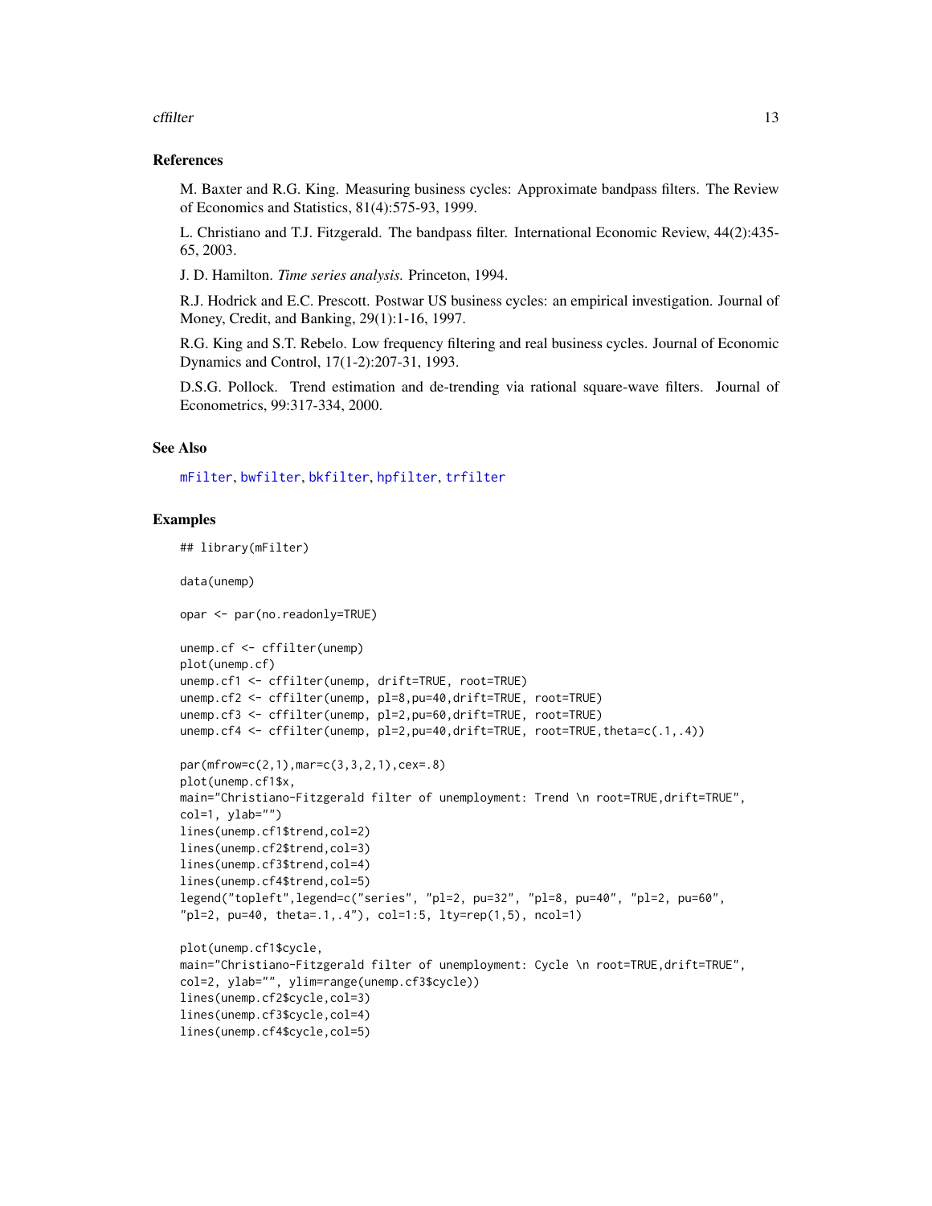### References

M. Baxter and R.G. King. Measuring business cycles: Approximate bandpass filters. The Review of Economics and Statistics, 81(4):575-93, 1999.

L. Christiano and T.J. Fitzgerald. The bandpass filter. International Economic Review, 44(2):435-65, 2003.

J. D. Hamilton. *Time series analysis.* Princeton, 1994.

R.J. Hodrick and E.C. Prescott. Postwar US business cycles: an empirical investigation. Journal of Money, Credit, and Banking, 29(1):1-16, 1997.

R.G. King and S.T. Rebelo. Low frequency filtering and real business cycles. Journal of Economic Dynamics and Control, 17(1-2):207-31, 1993.

D.S.G. Pollock. Trend estimation and de-trending via rational square-wave filters. Journal of Econometrics, 99:317-334, 2000.

### See Also

mFilter, bwfilter, bkfilter, hpfilter, trfilter

### Examples

```
## library(mFilter)

data(unemp)

opar <- par(no.readonly=TRUE)

unemp.cf <- cffilter(unemp)
plot(unemp.cf)
unemp.cf1 <- cffilter(unemp, drift=TRUE, root=TRUE)
unemp.cf2 <- cffilter(unemp, pl=8,pu=40,drift=TRUE, root=TRUE)
unemp.cf3 <- cffilter(unemp, pl=2,pu=60,drift=TRUE, root=TRUE)
unemp.cf4 <- cffilter(unemp, pl=2,pu=40,drift=TRUE, root=TRUE,theta=c(.1,.4))

par(mfrow=c(2,1),mar=c(3,3,2,1),cex=.8)
plot(unemp.cf1$x,
main="Christiano-Fitzgerald filter of unemployment: Trend \n root=TRUE,drift=TRUE",
col=1, ylab="")
lines(unemp.cf1$trend,col=2)
lines(unemp.cf2$trend,col=3)
lines(unemp.cf3$trend,col=4)
lines(unemp.cf4$trend,col=5)
legend("topleft",legend=c("series", "pl=2, pu=32", "pl=8, pu=40", "pl=2, pu=60",
"pl=2, pu=40, theta=.1,.4"), col=1:5, lty=rep(1,5), ncol=1)

plot(unemp.cf1$cycle,
main="Christiano-Fitzgerald filter of unemployment: Cycle \n root=TRUE,drift=TRUE",
col=2, ylab="", ylim=range(unemp.cf3$cycle))
lines(unemp.cf2$cycle,col=3)
lines(unemp.cf3$cycle,col=4)
lines(unemp.cf4$cycle,col=5)
```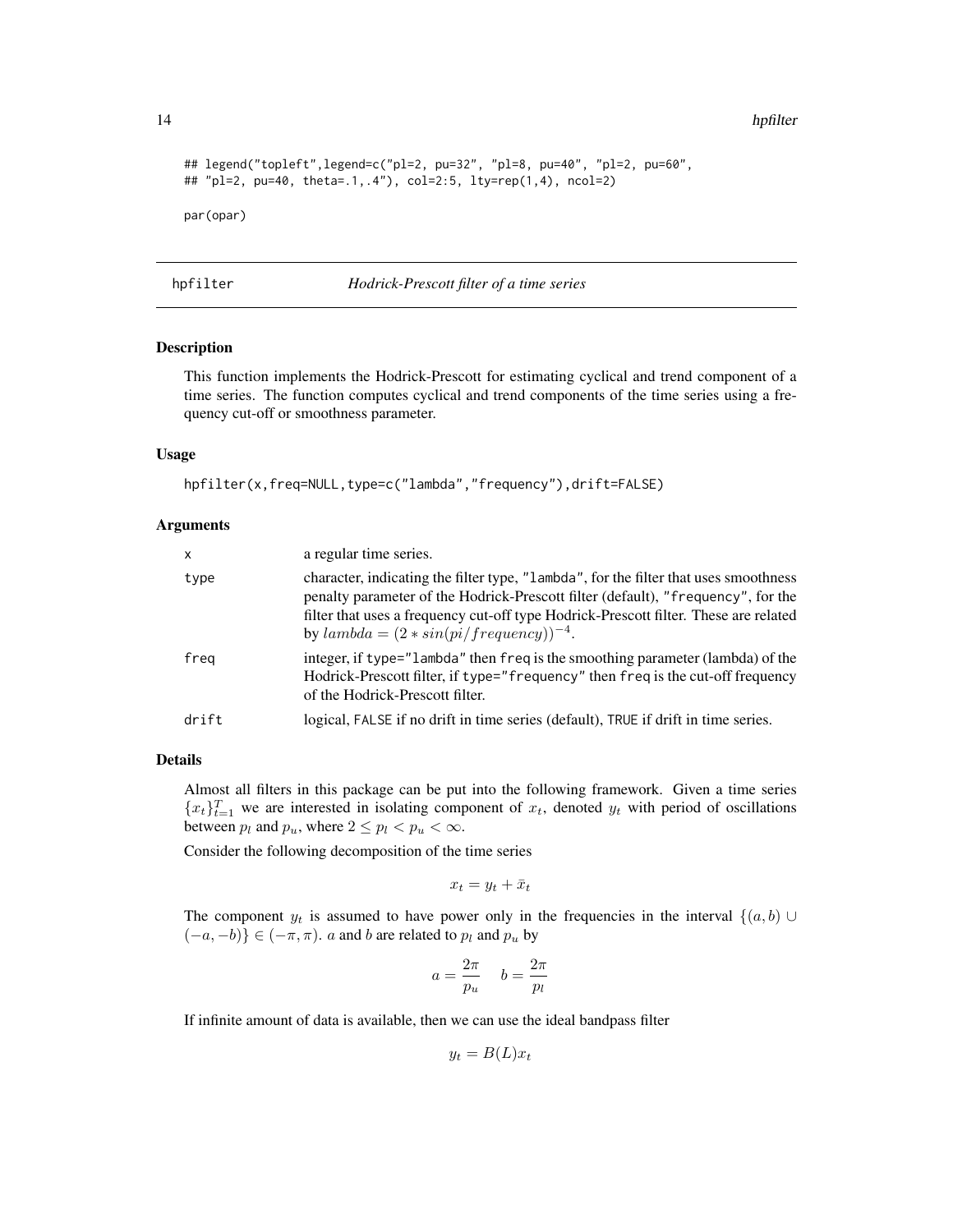```
## legend("topleft",legend=c("pl=2, pu=32", "pl=8, pu=40", "pl=2, pu=60",
## "pl=2, pu=40, theta=.1,.4"), col=2:5, lty=rep(1,4), ncol=2)

par(opar)
```

## hpfilter — *Hodrick-Prescott filter of a time series*

### Description

This function implements the Hodrick-Prescott for estimating cyclical and trend component of a time series. The function computes cyclical and trend components of the time series using a frequency cut-off or smoothness parameter.

### Usage

```
hpfilter(x,freq=NULL,type=c("lambda","frequency"),drift=FALSE)
```

### Arguments

| | |
|---|---|
| `x` | a regular time series. |
| `type` | character, indicating the filter type, `"lambda"`, for the filter that uses smoothness penalty parameter of the Hodrick-Prescott filter (default), `"frequency"`, for the filter that uses a frequency cut-off type Hodrick-Prescott filter. These are related by $lambda = (2 * sin(pi/frequency))^{-4}$. |
| `freq` | integer, if `type="lambda"` then `freq` is the smoothing parameter (lambda) of the Hodrick-Prescott filter, if `type="frequency"` then `freq` is the cut-off frequency of the Hodrick-Prescott filter. |
| `drift` | logical, `FALSE` if no drift in time series (default), `TRUE` if drift in time series. |

### Details

Almost all filters in this package can be put into the following framework. Given a time series $\{x_t\}_{t=1}^T$ we are interested in isolating component of $x_t$, denoted $y_t$ with period of oscillations between $p_l$ and $p_u$, where $2 \le p_l < p_u < \infty$.

Consider the following decomposition of the time series

$$x_t = y_t + \bar{x}_t$$

The component $y_t$ is assumed to have power only in the frequencies in the interval $\{(a, b) \cup (-a, -b)\} \in (-\pi, \pi)$. $a$ and $b$ are related to $p_l$ and $p_u$ by

$$a = \frac{2\pi}{p_u} \quad b = \frac{2\pi}{p_l}$$

If infinite amount of data is available, then we can use the ideal bandpass filter

$$y_t = B(L)x_t$$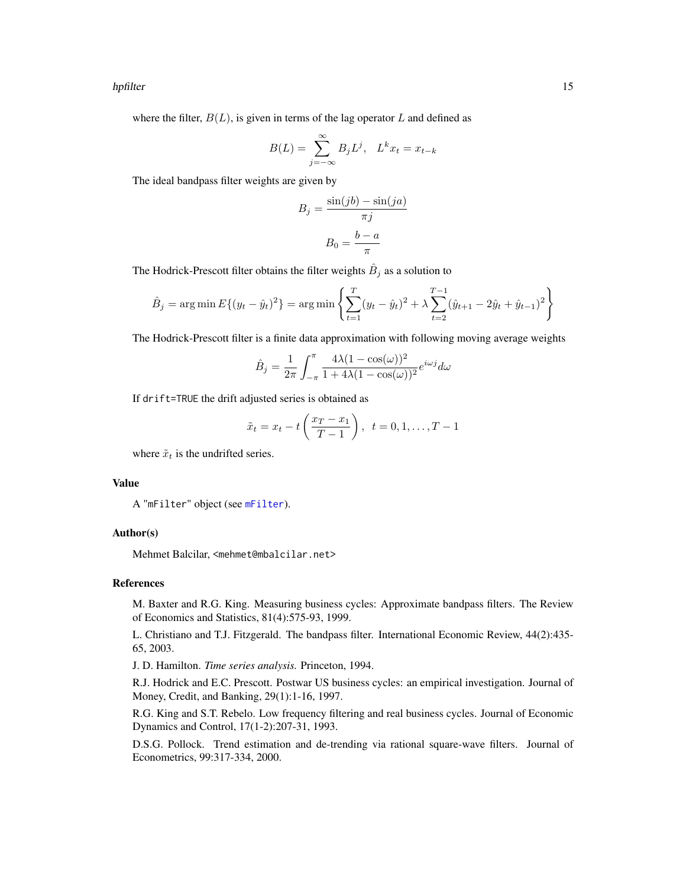where the filter, $B(L)$, is given in terms of the lag operator $L$ and defined as

$$B(L) = \sum_{j=-\infty}^{\infty} B_j L^j, \quad L^k x_t = x_{t-k}$$

The ideal bandpass filter weights are given by

$$B_j = \frac{\sin(jb) - \sin(ja)}{\pi j}$$

$$B_0 = \frac{b-a}{\pi}$$

The Hodrick-Prescott filter obtains the filter weights $\hat{B}_j$ as a solution to

$$\hat{B}_j = \arg\min E\{(y_t - \hat{y}_t)^2\} = \arg\min \left\{ \sum_{t=1}^{T} (y_t - \hat{y}_t)^2 + \lambda \sum_{t=2}^{T-1} (\hat{y}_{t+1} - 2\hat{y}_t + \hat{y}_{t-1})^2 \right\}$$

The Hodrick-Prescott filter is a finite data approximation with following moving average weights

$$\hat{B}_j = \frac{1}{2\pi} \int_{-\pi}^{\pi} \frac{4\lambda(1-\cos(\omega))^2}{1+4\lambda(1-\cos(\omega))^2} e^{i\omega j} d\omega$$

If `drift=TRUE` the drift adjusted series is obtained as

$$\tilde{x}_t = x_t - t\left(\frac{x_T - x_1}{T-1}\right), \quad t = 0, 1, \ldots, T-1$$

where $\tilde{x}_t$ is the undrifted series.

## Value

A "`mFilter`" object (see `mFilter`).

## Author(s)

Mehmet Balcilar, `<mehmet@mbalcilar.net>`

## References

M. Baxter and R.G. King. Measuring business cycles: Approximate bandpass filters. The Review of Economics and Statistics, 81(4):575-93, 1999.

L. Christiano and T.J. Fitzgerald. The bandpass filter. International Economic Review, 44(2):435-65, 2003.

J. D. Hamilton. *Time series analysis.* Princeton, 1994.

R.J. Hodrick and E.C. Prescott. Postwar US business cycles: an empirical investigation. Journal of Money, Credit, and Banking, 29(1):1-16, 1997.

R.G. King and S.T. Rebelo. Low frequency filtering and real business cycles. Journal of Economic Dynamics and Control, 17(1-2):207-31, 1993.

D.S.G. Pollock. Trend estimation and de-trending via rational square-wave filters. Journal of Econometrics, 99:317-334, 2000.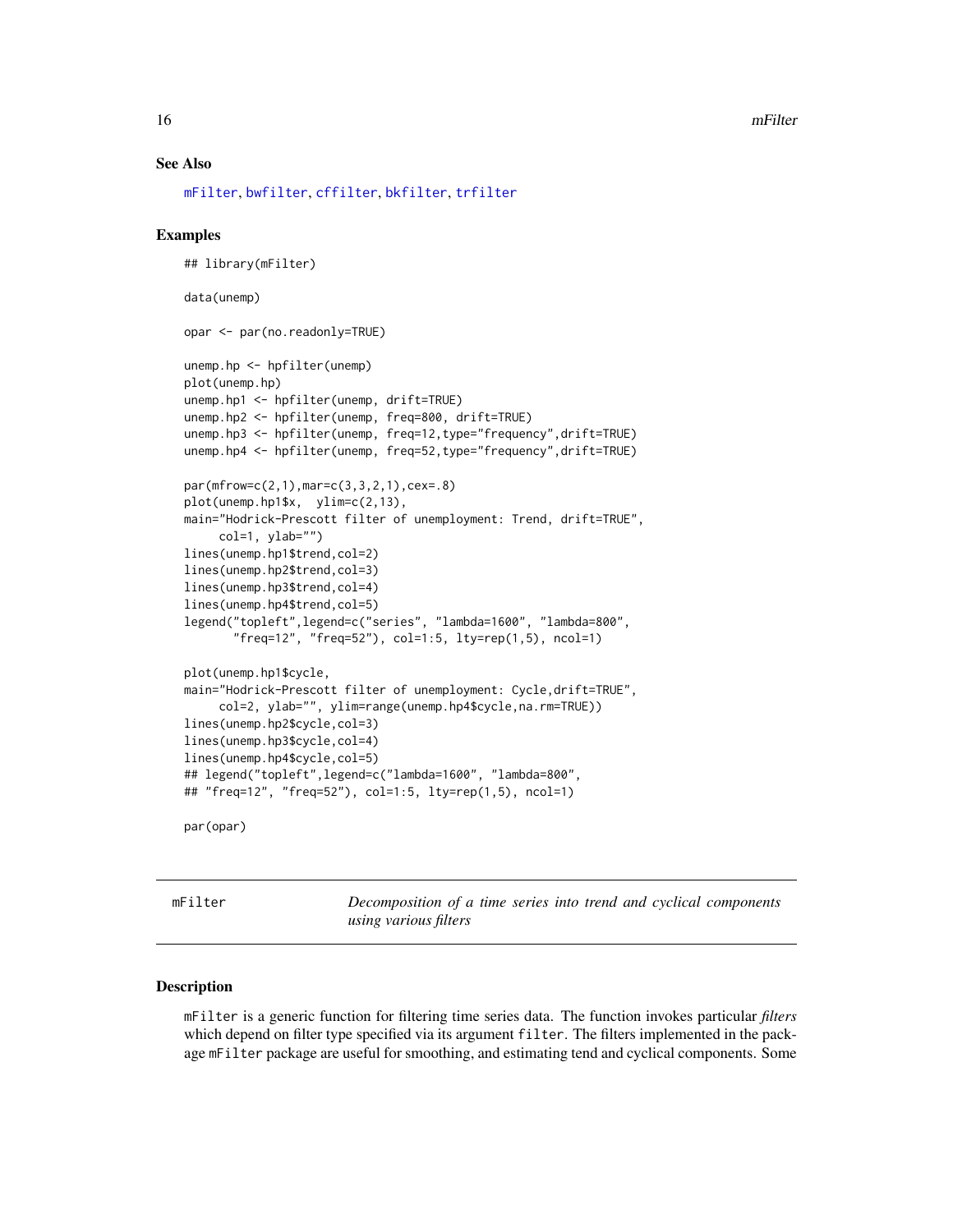## See Also

mFilter, bwfilter, cffilter, bkfilter, trfilter

## Examples

```
## library(mFilter)

data(unemp)

opar <- par(no.readonly=TRUE)

unemp.hp <- hpfilter(unemp)
plot(unemp.hp)
unemp.hp1 <- hpfilter(unemp, drift=TRUE)
unemp.hp2 <- hpfilter(unemp, freq=800, drift=TRUE)
unemp.hp3 <- hpfilter(unemp, freq=12,type="frequency",drift=TRUE)
unemp.hp4 <- hpfilter(unemp, freq=52,type="frequency",drift=TRUE)

par(mfrow=c(2,1),mar=c(3,3,2,1),cex=.8)
plot(unemp.hp1$x,  ylim=c(2,13),
main="Hodrick-Prescott filter of unemployment: Trend, drift=TRUE",
     col=1, ylab="")
lines(unemp.hp1$trend,col=2)
lines(unemp.hp2$trend,col=3)
lines(unemp.hp3$trend,col=4)
lines(unemp.hp4$trend,col=5)
legend("topleft",legend=c("series", "lambda=1600", "lambda=800",
       "freq=12", "freq=52"), col=1:5, lty=rep(1,5), ncol=1)

plot(unemp.hp1$cycle,
main="Hodrick-Prescott filter of unemployment: Cycle,drift=TRUE",
     col=2, ylab="", ylim=range(unemp.hp4$cycle,na.rm=TRUE))
lines(unemp.hp2$cycle,col=3)
lines(unemp.hp3$cycle,col=4)
lines(unemp.hp4$cycle,col=5)
## legend("topleft",legend=c("lambda=1600", "lambda=800",
## "freq=12", "freq=52"), col=1:5, lty=rep(1,5), ncol=1)

par(opar)
```

---

# mFilter — *Decomposition of a time series into trend and cyclical components using various filters*

---

## Description

mFilter is a generic function for filtering time series data. The function invokes particular *filters* which depend on filter type specified via its argument filter. The filters implemented in the package mFilter package are useful for smoothing, and estimating tend and cyclical components. Some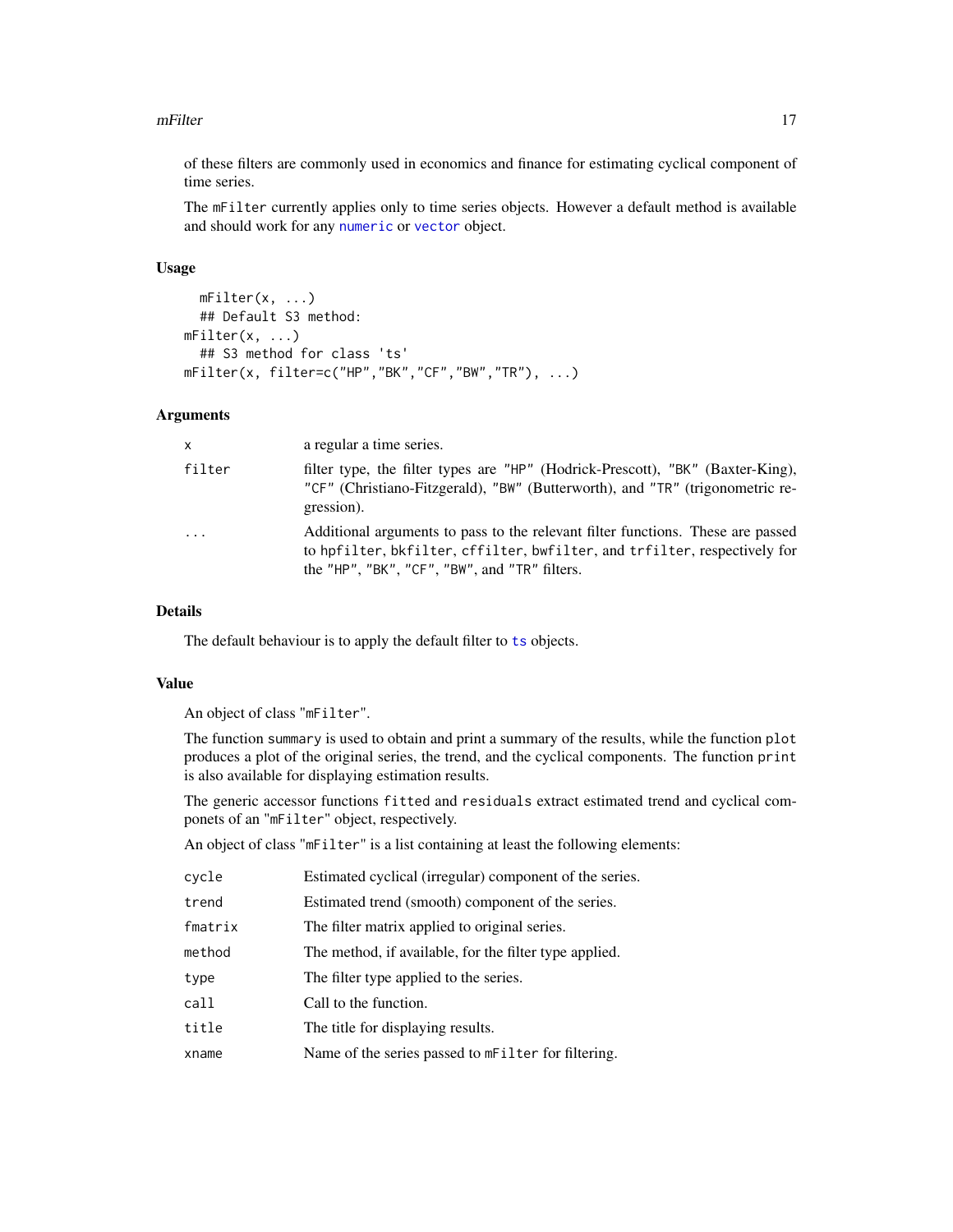of these filters are commonly used in economics and finance for estimating cyclical component of time series.

The `mFilter` currently applies only to time series objects. However a default method is available and should work for any `numeric` or `vector` object.

### Usage

```
  mFilter(x, ...)
  ## Default S3 method:
mFilter(x, ...)
  ## S3 method for class 'ts'
mFilter(x, filter=c("HP","BK","CF","BW","TR"), ...)
```

### Arguments

| | |
|---|---|
| `x` | a regular a time series. |
| `filter` | filter type, the filter types are `"HP"` (Hodrick-Prescott), `"BK"` (Baxter-King), `"CF"` (Christiano-Fitzgerald), `"BW"` (Butterworth), and `"TR"` (trigonometric regression). |
| `...` | Additional arguments to pass to the relevant filter functions. These are passed to `hpfilter`, `bkfilter`, `cffilter`, `bwfilter`, and `trfilter`, respectively for the `"HP"`, `"BK"`, `"CF"`, `"BW"`, and `"TR"` filters. |

### Details

The default behaviour is to apply the default filter to `ts` objects.

### Value

An object of class `"mFilter"`.

The function `summary` is used to obtain and print a summary of the results, while the function `plot` produces a plot of the original series, the trend, and the cyclical components. The function `print` is also available for displaying estimation results.

The generic accessor functions `fitted` and `residuals` extract estimated trend and cyclical componets of an `"mFilter"` object, respectively.

An object of class `"mFilter"` is a list containing at least the following elements:

| | |
|---|---|
| `cycle` | Estimated cyclical (irregular) component of the series. |
| `trend` | Estimated trend (smooth) component of the series. |
| `fmatrix` | The filter matrix applied to original series. |
| `method` | The method, if available, for the filter type applied. |
| `type` | The filter type applied to the series. |
| `call` | Call to the function. |
| `title` | The title for displaying results. |
| `xname` | Name of the series passed to `mFilter` for filtering. |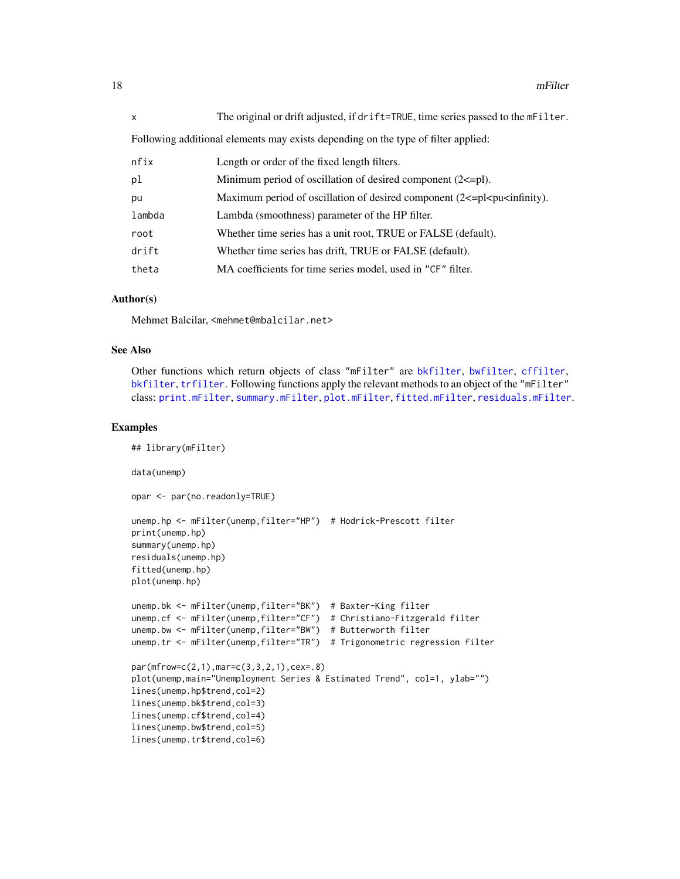| | |
|---|---|
| x | The original or drift adjusted, if `drift=TRUE`, time series passed to the `mFilter`. |

Following additional elements may exists depending on the type of filter applied:

| | |
|---|---|
| nfix | Length or order of the fixed length filters. |
| pl | Minimum period of oscillation of desired component (2<=pl). |
| pu | Maximum period of oscillation of desired component (2<=pl<pu<infinity). |
| lambda | Lambda (smoothness) parameter of the HP filter. |
| root | Whether time series has a unit root, TRUE or FALSE (default). |
| drift | Whether time series has drift, TRUE or FALSE (default). |
| theta | MA coefficients for time series model, used in `"CF"` filter. |

### Author(s)

Mehmet Balcilar, <mehmet@mbalcilar.net>

### See Also

Other functions which return objects of class `"mFilter"` are `bkfilter`, `bwfilter`, `cffilter`, `bkfilter`, `trfilter`. Following functions apply the relevant methods to an object of the `"mFilter"` class: `print.mFilter`, `summary.mFilter`, `plot.mFilter`, `fitted.mFilter`, `residuals.mFilter`.

### Examples

```
## library(mFilter)

data(unemp)

opar <- par(no.readonly=TRUE)

unemp.hp <- mFilter(unemp,filter="HP")  # Hodrick-Prescott filter
print(unemp.hp)
summary(unemp.hp)
residuals(unemp.hp)
fitted(unemp.hp)
plot(unemp.hp)

unemp.bk <- mFilter(unemp,filter="BK")  # Baxter-King filter
unemp.cf <- mFilter(unemp,filter="CF")  # Christiano-Fitzgerald filter
unemp.bw <- mFilter(unemp,filter="BW")  # Butterworth filter
unemp.tr <- mFilter(unemp,filter="TR")  # Trigonometric regression filter

par(mfrow=c(2,1),mar=c(3,3,2,1),cex=.8)
plot(unemp,main="Unemployment Series & Estimated Trend", col=1, ylab="")
lines(unemp.hp$trend,col=2)
lines(unemp.bk$trend,col=3)
lines(unemp.cf$trend,col=4)
lines(unemp.bw$trend,col=5)
lines(unemp.tr$trend,col=6)
```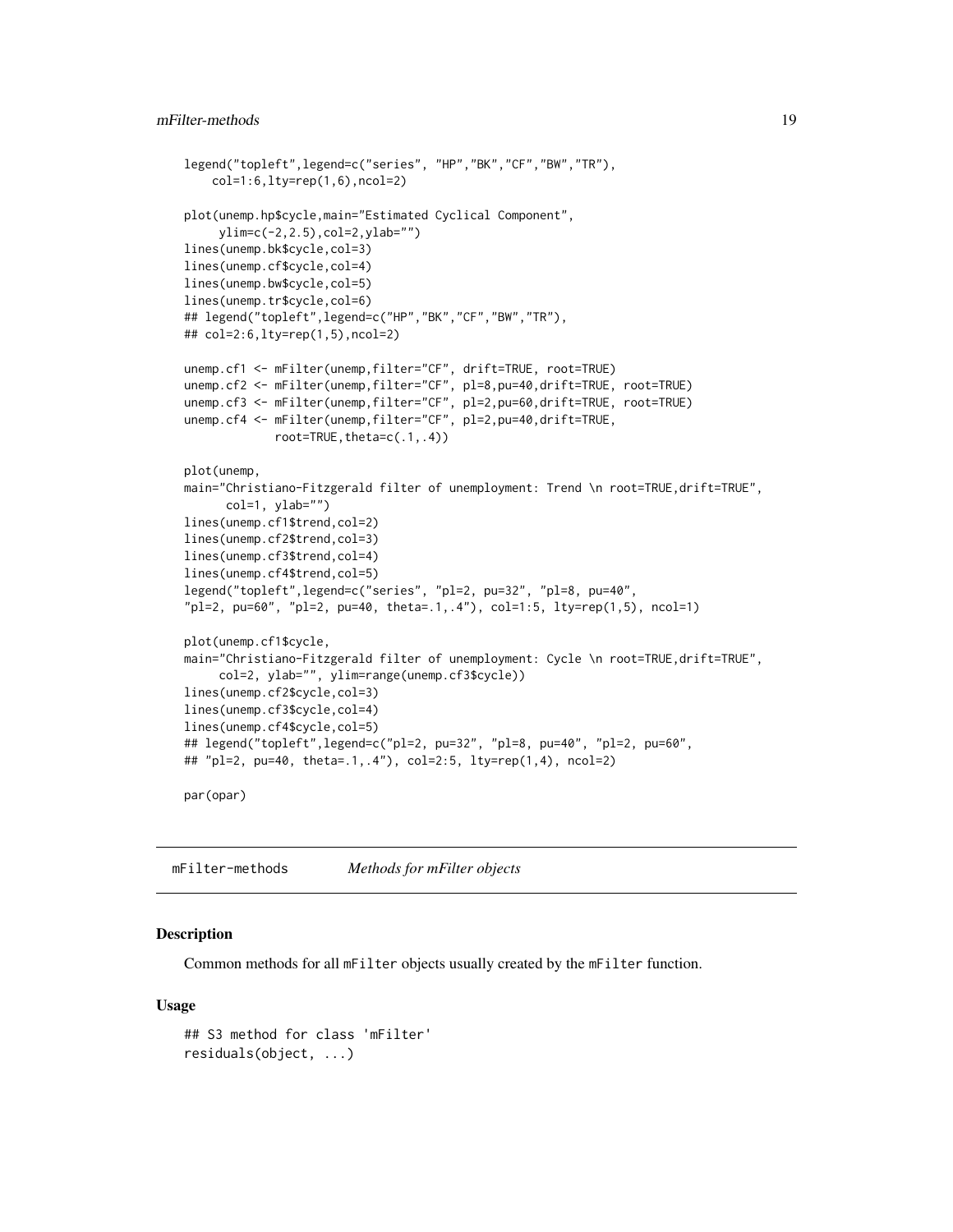```
legend("topleft",legend=c("series", "HP","BK","CF","BW","TR"),
    col=1:6,lty=rep(1,6),ncol=2)

plot(unemp.hp$cycle,main="Estimated Cyclical Component",
     ylim=c(-2,2.5),col=2,ylab="")
lines(unemp.bk$cycle,col=3)
lines(unemp.cf$cycle,col=4)
lines(unemp.bw$cycle,col=5)
lines(unemp.tr$cycle,col=6)
## legend("topleft",legend=c("HP","BK","CF","BW","TR"),
## col=2:6,lty=rep(1,5),ncol=2)

unemp.cf1 <- mFilter(unemp,filter="CF", drift=TRUE, root=TRUE)
unemp.cf2 <- mFilter(unemp,filter="CF", pl=8,pu=40,drift=TRUE, root=TRUE)
unemp.cf3 <- mFilter(unemp,filter="CF", pl=2,pu=60,drift=TRUE, root=TRUE)
unemp.cf4 <- mFilter(unemp,filter="CF", pl=2,pu=40,drift=TRUE,
             root=TRUE,theta=c(.1,.4))

plot(unemp,
main="Christiano-Fitzgerald filter of unemployment: Trend \n root=TRUE,drift=TRUE",
      col=1, ylab="")
lines(unemp.cf1$trend,col=2)
lines(unemp.cf2$trend,col=3)
lines(unemp.cf3$trend,col=4)
lines(unemp.cf4$trend,col=5)
legend("topleft",legend=c("series", "pl=2, pu=32", "pl=8, pu=40",
"pl=2, pu=60", "pl=2, pu=40, theta=.1,.4"), col=1:5, lty=rep(1,5), ncol=1)

plot(unemp.cf1$cycle,
main="Christiano-Fitzgerald filter of unemployment: Cycle \n root=TRUE,drift=TRUE",
     col=2, ylab="", ylim=range(unemp.cf3$cycle))
lines(unemp.cf2$cycle,col=3)
lines(unemp.cf3$cycle,col=4)
lines(unemp.cf4$cycle,col=5)
## legend("topleft",legend=c("pl=2, pu=32", "pl=8, pu=40", "pl=2, pu=60",
## "pl=2, pu=40, theta=.1,.4"), col=2:5, lty=rep(1,4), ncol=2)

par(opar)
```

## mFilter-methods    *Methods for mFilter objects*

### Description

Common methods for all mFilter objects usually created by the mFilter function.

### Usage

```
## S3 method for class 'mFilter'
residuals(object, ...)
```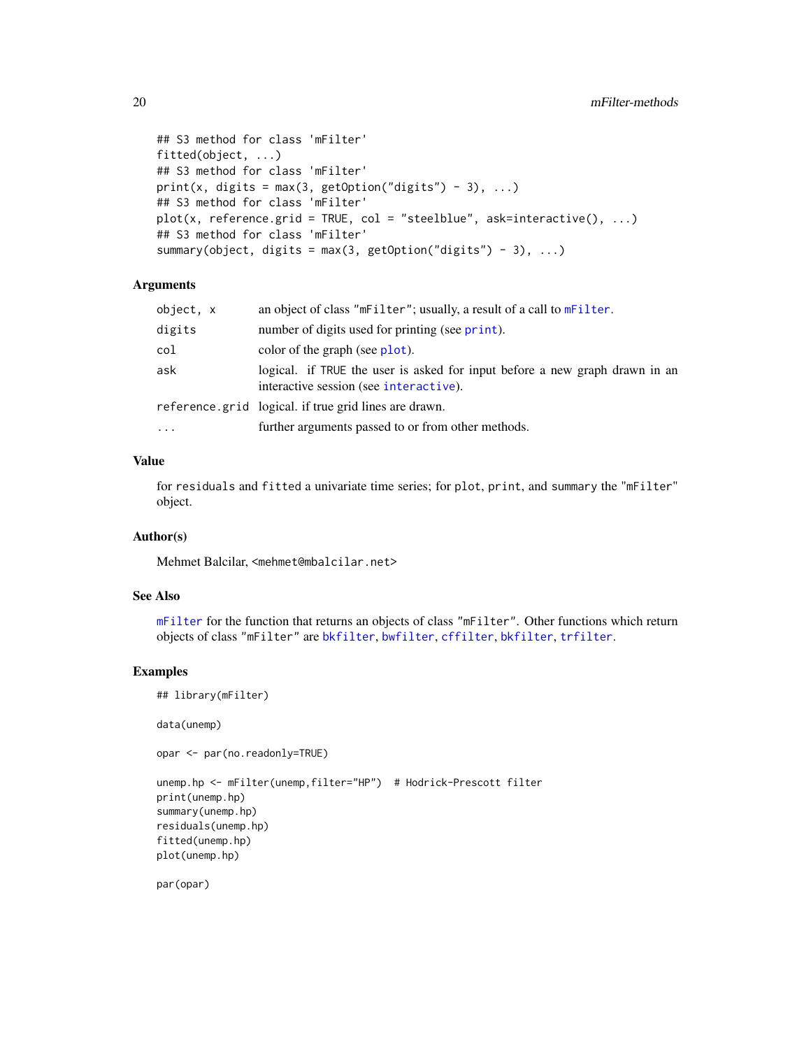```
## S3 method for class 'mFilter'
fitted(object, ...)
## S3 method for class 'mFilter'
print(x, digits = max(3, getOption("digits") - 3), ...)
## S3 method for class 'mFilter'
plot(x, reference.grid = TRUE, col = "steelblue", ask=interactive(), ...)
## S3 method for class 'mFilter'
summary(object, digits = max(3, getOption("digits") - 3), ...)
```

## Arguments

| | |
|---|---|
| `object, x` | an object of class "mFilter"; usually, a result of a call to `mFilter`. |
| `digits` | number of digits used for printing (see `print`). |
| `col` | color of the graph (see `plot`). |
| `ask` | logical. if `TRUE` the user is asked for input before a new graph drawn in an interactive session (see `interactive`). |
| `reference.grid` | logical. if true grid lines are drawn. |
| `...` | further arguments passed to or from other methods. |

## Value

for `residuals` and `fitted` a univariate time series; for `plot`, `print`, and `summary` the "mFilter" object.

## Author(s)

Mehmet Balcilar, <mehmet@mbalcilar.net>

## See Also

`mFilter` for the function that returns an objects of class "mFilter". Other functions which return objects of class "mFilter" are `bkfilter`, `bwfilter`, `cffilter`, `bkfilter`, `trfilter`.

## Examples

```
## library(mFilter)

data(unemp)

opar <- par(no.readonly=TRUE)

unemp.hp <- mFilter(unemp,filter="HP")  # Hodrick-Prescott filter
print(unemp.hp)
summary(unemp.hp)
residuals(unemp.hp)
fitted(unemp.hp)
plot(unemp.hp)

par(opar)
```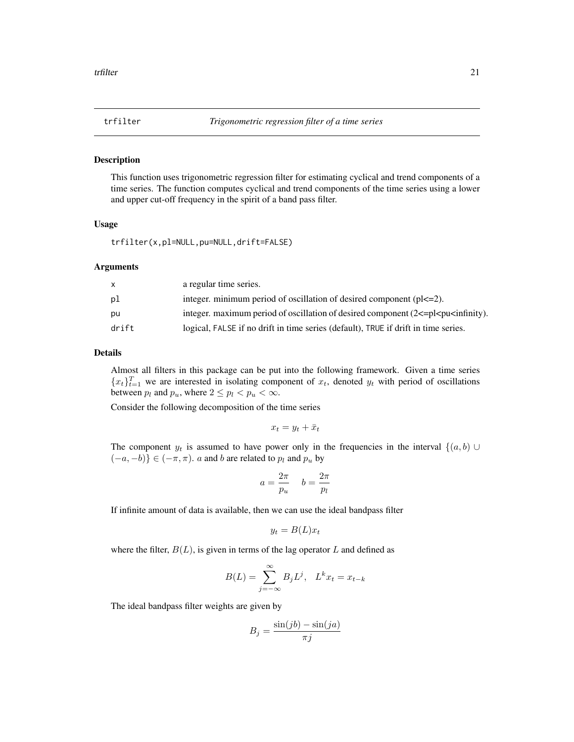## trfilter — *Trigonometric regression filter of a time series*

### Description

This function uses trigonometric regression filter for estimating cyclical and trend components of a time series. The function computes cyclical and trend components of the time series using a lower and upper cut-off frequency in the spirit of a band pass filter.

### Usage

```
trfilter(x,pl=NULL,pu=NULL,drift=FALSE)
```

### Arguments

| | |
|---|---|
| x | a regular time series. |
| pl | integer. minimum period of oscillation of desired component (pl<=2). |
| pu | integer. maximum period of oscillation of desired component (2<=pl<pu<infinity). |
| drift | logical, FALSE if no drift in time series (default), TRUE if drift in time series. |

### Details

Almost all filters in this package can be put into the following framework. Given a time series $\{x_t\}_{t=1}^T$ we are interested in isolating component of $x_t$, denoted $y_t$ with period of oscillations between $p_l$ and $p_u$, where $2 \le p_l < p_u < \infty$.

Consider the following decomposition of the time series

$$x_t = y_t + \bar{x}_t$$

The component $y_t$ is assumed to have power only in the frequencies in the interval $\{(a, b) \cup (-a, -b)\} \in (-\pi, \pi)$. $a$ and $b$ are related to $p_l$ and $p_u$ by

$$a = \frac{2\pi}{p_u} \quad b = \frac{2\pi}{p_l}$$

If infinite amount of data is available, then we can use the ideal bandpass filter

$$y_t = B(L)x_t$$

where the filter, $B(L)$, is given in terms of the lag operator $L$ and defined as

$$B(L) = \sum_{j=-\infty}^{\infty} B_j L^j, \quad L^k x_t = x_{t-k}$$

The ideal bandpass filter weights are given by

$$B_j = \frac{\sin(jb) - \sin(ja)}{\pi j}$$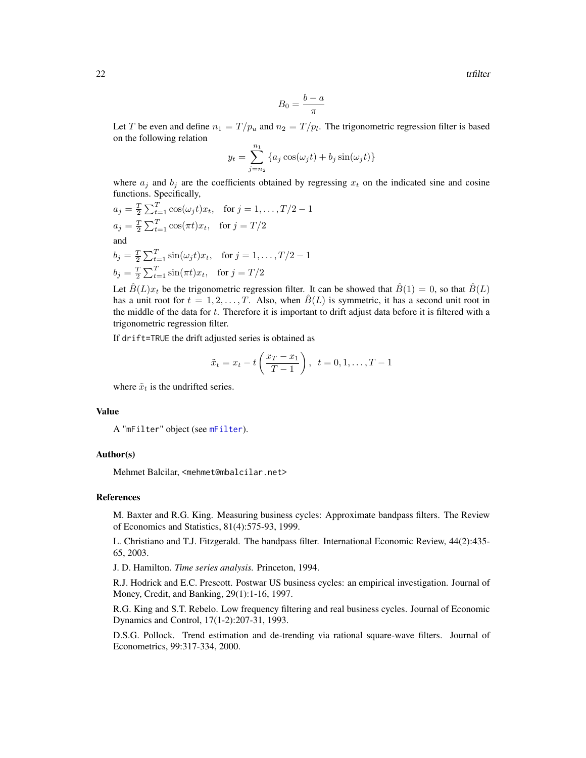$$B_0 = \frac{b-a}{\pi}$$

Let $T$ be even and define $n_1 = T/p_u$ and $n_2 = T/p_l$. The trigonometric regression filter is based on the following relation

$$y_t = \sum_{j=n_2}^{n_1} \{a_j \cos(\omega_j t) + b_j \sin(\omega_j t)\}$$

where $a_j$ and $b_j$ are the coefficients obtained by regressing $x_t$ on the indicated sine and cosine functions. Specifically,

$a_j = \frac{T}{2}\sum_{t=1}^{T} \cos(\omega_j t) x_t$, for $j = 1, \ldots, T/2 - 1$

$a_j = \frac{T}{2}\sum_{t=1}^{T} \cos(\pi t) x_t$, for $j = T/2$

and

$b_j = \frac{T}{2}\sum_{t=1}^{T} \sin(\omega_j t) x_t$, for $j = 1, \ldots, T/2 - 1$

$b_j = \frac{T}{2}\sum_{t=1}^{T} \sin(\pi t) x_t$, for $j = T/2$

Let $\hat{B}(L)x_t$ be the trigonometric regression filter. It can be showed that $\hat{B}(1) = 0$, so that $\hat{B}(L)$ has a unit root for $t = 1, 2, \ldots, T$. Also, when $\hat{B}(L)$ is symmetric, it has a second unit root in the middle of the data for $t$. Therefore it is important to drift adjust data before it is filtered with a trigonometric regression filter.

If `drift=TRUE` the drift adjusted series is obtained as

$$\tilde{x}_t = x_t - t\left(\frac{x_T - x_1}{T-1}\right), \quad t = 0, 1, \ldots, T-1$$

where $\tilde{x}_t$ is the undrifted series.

### Value

A "mFilter" object (see mFilter).

### Author(s)

Mehmet Balcilar, <mehmet@mbalcilar.net>

### References

M. Baxter and R.G. King. Measuring business cycles: Approximate bandpass filters. The Review of Economics and Statistics, 81(4):575-93, 1999.

L. Christiano and T.J. Fitzgerald. The bandpass filter. International Economic Review, 44(2):435-65, 2003.

J. D. Hamilton. *Time series analysis.* Princeton, 1994.

R.J. Hodrick and E.C. Prescott. Postwar US business cycles: an empirical investigation. Journal of Money, Credit, and Banking, 29(1):1-16, 1997.

R.G. King and S.T. Rebelo. Low frequency filtering and real business cycles. Journal of Economic Dynamics and Control, 17(1-2):207-31, 1993.

D.S.G. Pollock. Trend estimation and de-trending via rational square-wave filters. Journal of Econometrics, 99:317-334, 2000.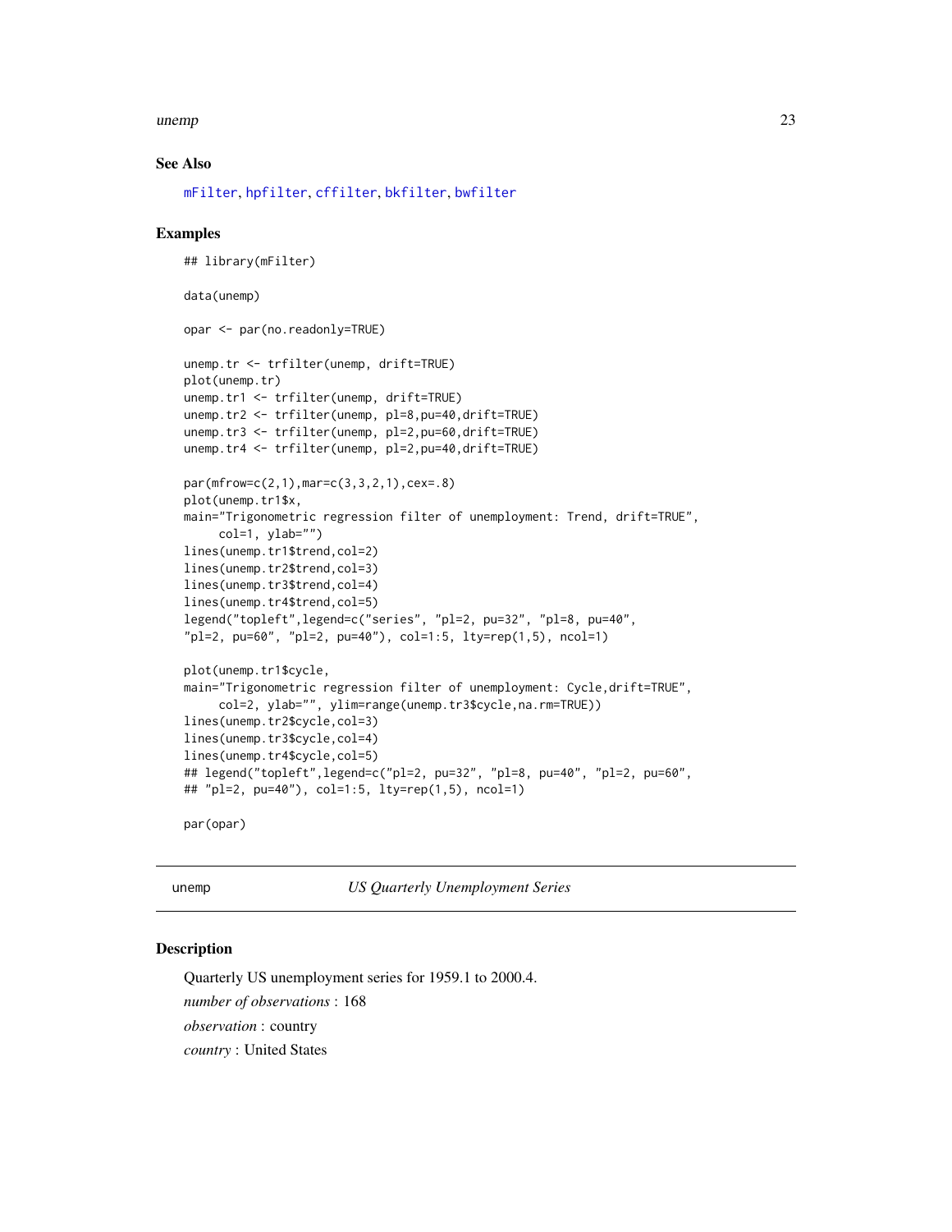## See Also

mFilter, hpfilter, cffilter, bkfilter, bwfilter

## Examples

```
## library(mFilter)

data(unemp)

opar <- par(no.readonly=TRUE)

unemp.tr <- trfilter(unemp, drift=TRUE)
plot(unemp.tr)
unemp.tr1 <- trfilter(unemp, drift=TRUE)
unemp.tr2 <- trfilter(unemp, pl=8,pu=40,drift=TRUE)
unemp.tr3 <- trfilter(unemp, pl=2,pu=60,drift=TRUE)
unemp.tr4 <- trfilter(unemp, pl=2,pu=40,drift=TRUE)

par(mfrow=c(2,1),mar=c(3,3,2,1),cex=.8)
plot(unemp.tr1$x,
main="Trigonometric regression filter of unemployment: Trend, drift=TRUE",
     col=1, ylab="")
lines(unemp.tr1$trend,col=2)
lines(unemp.tr2$trend,col=3)
lines(unemp.tr3$trend,col=4)
lines(unemp.tr4$trend,col=5)
legend("topleft",legend=c("series", "pl=2, pu=32", "pl=8, pu=40",
"pl=2, pu=60", "pl=2, pu=40"), col=1:5, lty=rep(1,5), ncol=1)

plot(unemp.tr1$cycle,
main="Trigonometric regression filter of unemployment: Cycle,drift=TRUE",
     col=2, ylab="", ylim=range(unemp.tr3$cycle,na.rm=TRUE))
lines(unemp.tr2$cycle,col=3)
lines(unemp.tr3$cycle,col=4)
lines(unemp.tr4$cycle,col=5)
## legend("topleft",legend=c("pl=2, pu=32", "pl=8, pu=40", "pl=2, pu=60",
## "pl=2, pu=40"), col=1:5, lty=rep(1,5), ncol=1)

par(opar)
```

---

unemp *US Quarterly Unemployment Series*

---

## Description

Quarterly US unemployment series for 1959.1 to 2000.4.

*number of observations* : 168

*observation* : country

*country* : United States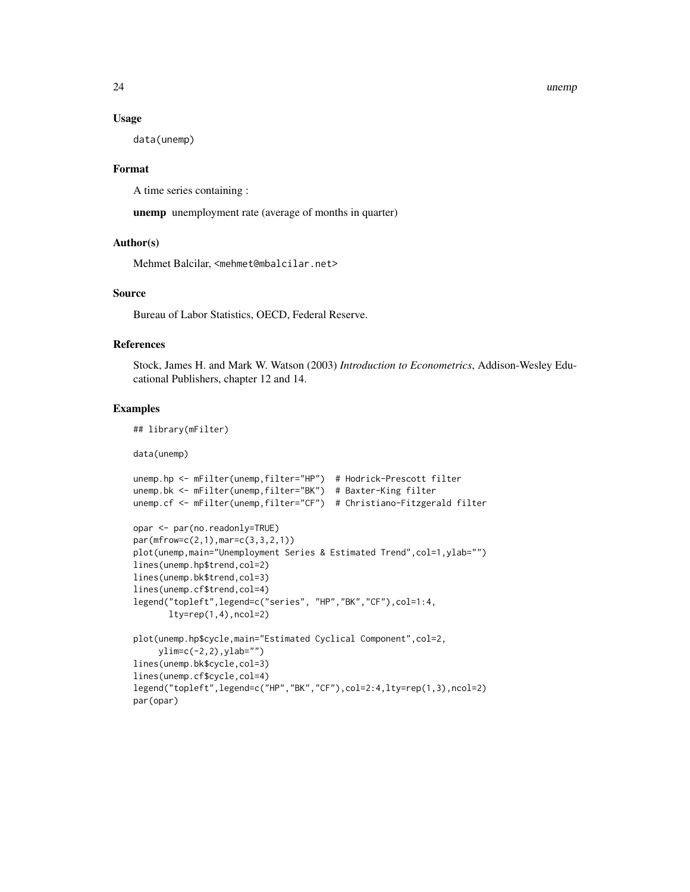### Usage

```
data(unemp)
```

### Format

A time series containing :

**unemp** unemployment rate (average of months in quarter)

### Author(s)

Mehmet Balcilar, <mehmet@mbalcilar.net>

### Source

Bureau of Labor Statistics, OECD, Federal Reserve.

### References

Stock, James H. and Mark W. Watson (2003) *Introduction to Econometrics*, Addison-Wesley Educational Publishers, chapter 12 and 14.

### Examples

```
## library(mFilter)

data(unemp)

unemp.hp <- mFilter(unemp,filter="HP")  # Hodrick-Prescott filter
unemp.bk <- mFilter(unemp,filter="BK")  # Baxter-King filter
unemp.cf <- mFilter(unemp,filter="CF")  # Christiano-Fitzgerald filter

opar <- par(no.readonly=TRUE)
par(mfrow=c(2,1),mar=c(3,3,2,1))
plot(unemp,main="Unemployment Series & Estimated Trend",col=1,ylab="")
lines(unemp.hp$trend,col=2)
lines(unemp.bk$trend,col=3)
lines(unemp.cf$trend,col=4)
legend("topleft",legend=c("series", "HP","BK","CF"),col=1:4,
       lty=rep(1,4),ncol=2)

plot(unemp.hp$cycle,main="Estimated Cyclical Component",col=2,
     ylim=c(-2,2),ylab="")
lines(unemp.bk$cycle,col=3)
lines(unemp.cf$cycle,col=4)
legend("topleft",legend=c("HP","BK","CF"),col=2:4,lty=rep(1,3),ncol=2)
par(opar)
```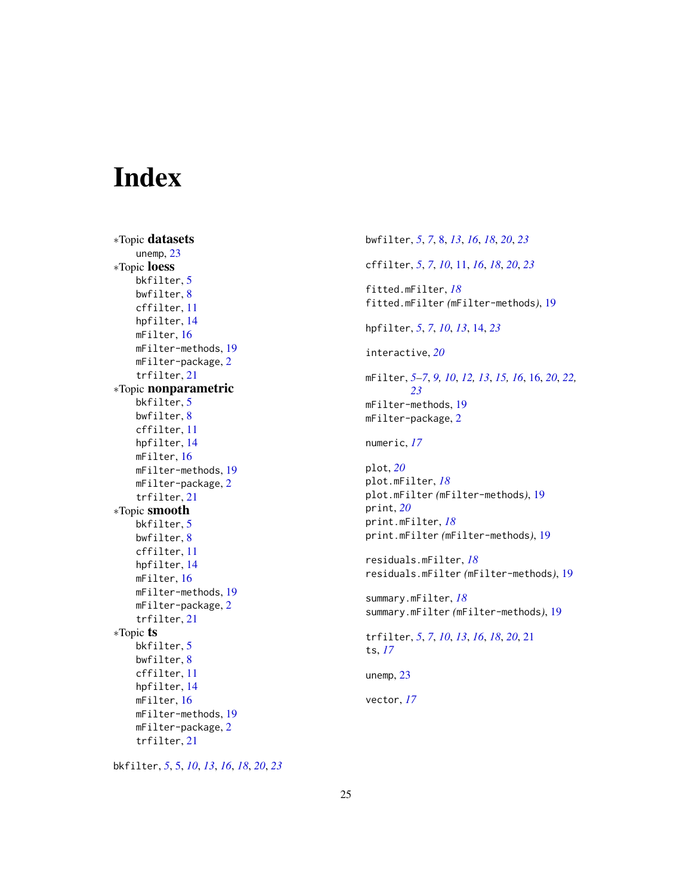# Index

∗Topic **datasets**
- unemp, 23

∗Topic **loess**
- bkfilter, 5
- bwfilter, 8
- cffilter, 11
- hpfilter, 14
- mFilter, 16
- mFilter-methods, 19
- mFilter-package, 2
- trfilter, 21

∗Topic **nonparametric**
- bkfilter, 5
- bwfilter, 8
- cffilter, 11
- hpfilter, 14
- mFilter, 16
- mFilter-methods, 19
- mFilter-package, 2
- trfilter, 21

∗Topic **smooth**
- bkfilter, 5
- bwfilter, 8
- cffilter, 11
- hpfilter, 14
- mFilter, 16
- mFilter-methods, 19
- mFilter-package, 2
- trfilter, 21

∗Topic **ts**
- bkfilter, 5
- bwfilter, 8
- cffilter, 11
- hpfilter, 14
- mFilter, 16
- mFilter-methods, 19
- mFilter-package, 2
- trfilter, 21

bkfilter, *5*, 5, *10*, *13*, *16*, *18*, *20*, *23*

bwfilter, *5*, *7*, 8, *13*, *16*, *18*, *20*, *23*

cffilter, *5*, *7*, *10*, 11, *16*, *18*, *20*, *23*

fitted.mFilter, *18*
fitted.mFilter *(*mFilter-methods*)*, 19

hpfilter, *5*, *7*, *10*, *13*, 14, *23*

interactive, *20*

mFilter, *5–7*, *9, 10*, *12, 13*, *15, 16*, 16, *20*, *22, 23*
mFilter-methods, 19
mFilter-package, 2

numeric, *17*

plot, *20*
plot.mFilter, *18*
plot.mFilter *(*mFilter-methods*)*, 19
print, *20*
print.mFilter, *18*
print.mFilter *(*mFilter-methods*)*, 19

residuals.mFilter, *18*
residuals.mFilter *(*mFilter-methods*)*, 19

summary.mFilter, *18*
summary.mFilter *(*mFilter-methods*)*, 19

trfilter, *5*, *7*, *10*, *13*, *16*, *18*, *20*, 21
ts, *17*

unemp, 23

vector, *17*